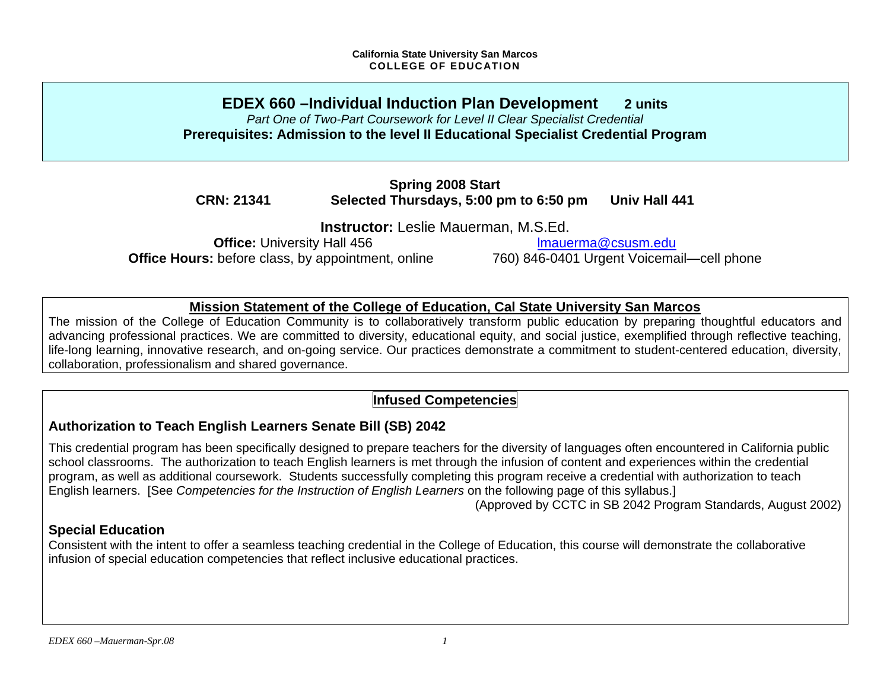**California State University San Marcos**
**COLLEGE OF EDUCATION**

# EDEX 660 –Individual Induction Plan Development 2 units

*Part One of Two-Part Coursework for Level II Clear Specialist Credential*

**Prerequisites: Admission to the level II Educational Specialist Credential Program**

**Spring 2008 Start**

**CRN: 21341** **Selected Thursdays, 5:00 pm to 6:50 pm** **Univ Hall 441**

**Instructor:** Leslie Mauerman, M.S.Ed.

**Office:** University Hall 456 lmauerma@csusm.edu

**Office Hours:** before class, by appointment, online 760) 846-0401 Urgent Voicemail—cell phone

## Mission Statement of the College of Education, Cal State University San Marcos

The mission of the College of Education Community is to collaboratively transform public education by preparing thoughtful educators and advancing professional practices. We are committed to diversity, educational equity, and social justice, exemplified through reflective teaching, life-long learning, innovative research, and on-going service. Our practices demonstrate a commitment to student-centered education, diversity, collaboration, professionalism and shared governance.

## Infused Competencies

### Authorization to Teach English Learners Senate Bill (SB) 2042

This credential program has been specifically designed to prepare teachers for the diversity of languages often encountered in California public school classrooms. The authorization to teach English learners is met through the infusion of content and experiences within the credential program, as well as additional coursework. Students successfully completing this program receive a credential with authorization to teach English learners. [See *Competencies for the Instruction of English Learners* on the following page of this syllabus.]

(Approved by CCTC in SB 2042 Program Standards, August 2002)

### Special Education

Consistent with the intent to offer a seamless teaching credential in the College of Education, this course will demonstrate the collaborative infusion of special education competencies that reflect inclusive educational practices.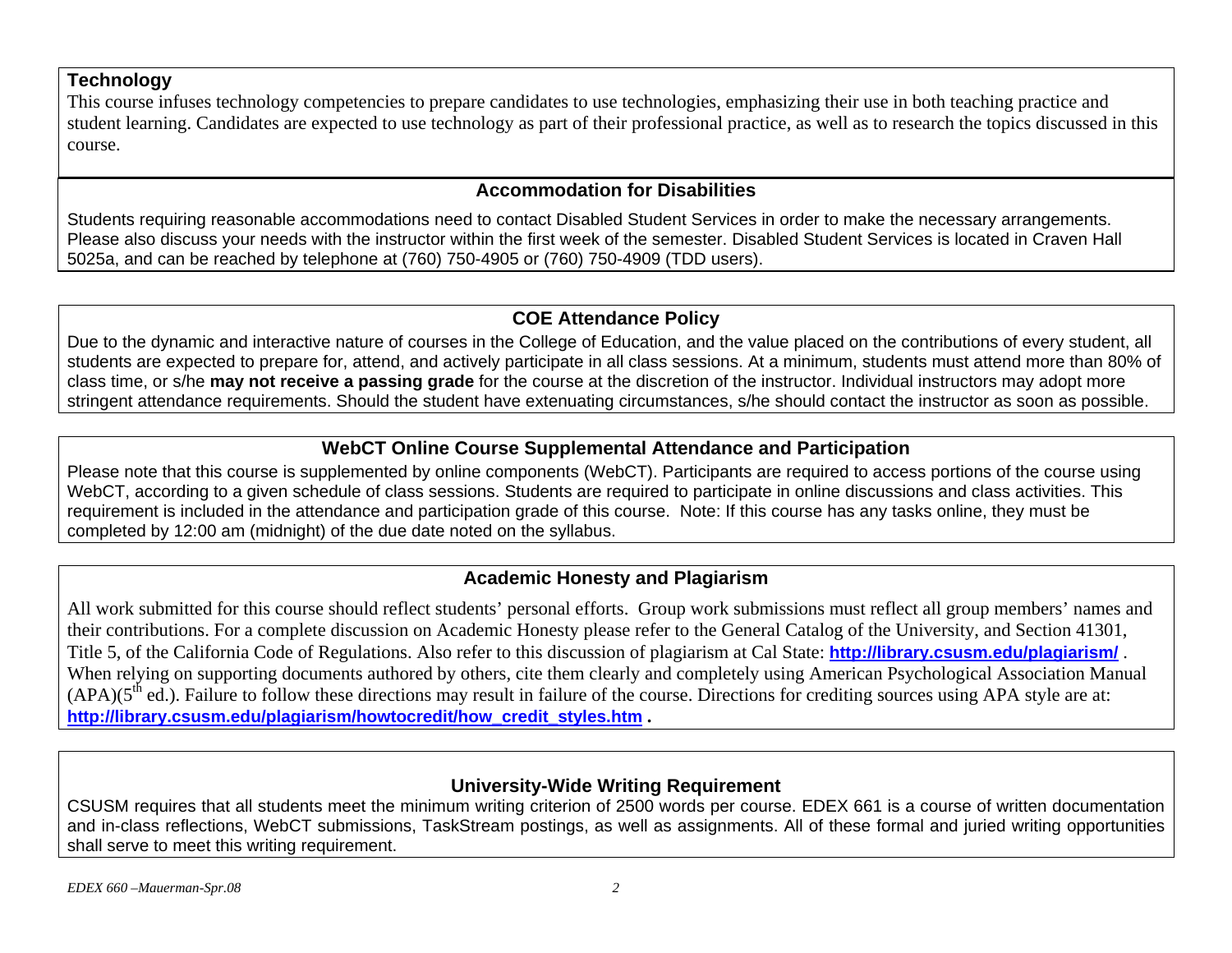### Technology

This course infuses technology competencies to prepare candidates to use technologies, emphasizing their use in both teaching practice and student learning. Candidates are expected to use technology as part of their professional practice, as well as to research the topics discussed in this course.

### Accommodation for Disabilities

Students requiring reasonable accommodations need to contact Disabled Student Services in order to make the necessary arrangements. Please also discuss your needs with the instructor within the first week of the semester. Disabled Student Services is located in Craven Hall 5025a, and can be reached by telephone at (760) 750-4905 or (760) 750-4909 (TDD users).

### COE Attendance Policy

Due to the dynamic and interactive nature of courses in the College of Education, and the value placed on the contributions of every student, all students are expected to prepare for, attend, and actively participate in all class sessions. At a minimum, students must attend more than 80% of class time, or s/he **may not receive a passing grade** for the course at the discretion of the instructor. Individual instructors may adopt more stringent attendance requirements. Should the student have extenuating circumstances, s/he should contact the instructor as soon as possible.

### WebCT Online Course Supplemental Attendance and Participation

Please note that this course is supplemented by online components (WebCT). Participants are required to access portions of the course using WebCT, according to a given schedule of class sessions. Students are required to participate in online discussions and class activities. This requirement is included in the attendance and participation grade of this course. Note: If this course has any tasks online, they must be completed by 12:00 am (midnight) of the due date noted on the syllabus.

### Academic Honesty and Plagiarism

All work submitted for this course should reflect students' personal efforts. Group work submissions must reflect all group members' names and their contributions. For a complete discussion on Academic Honesty please refer to the General Catalog of the University, and Section 41301, Title 5, of the California Code of Regulations. Also refer to this discussion of plagiarism at Cal State: **http://library.csusm.edu/plagiarism/** . When relying on supporting documents authored by others, cite them clearly and completely using American Psychological Association Manual (APA)(5th ed.). Failure to follow these directions may result in failure of the course. Directions for crediting sources using APA style are at: **http://library.csusm.edu/plagiarism/howtocredit/how_credit_styles.htm .**

### University-Wide Writing Requirement

CSUSM requires that all students meet the minimum writing criterion of 2500 words per course. EDEX 661 is a course of written documentation and in-class reflections, WebCT submissions, TaskStream postings, as well as assignments. All of these formal and juried writing opportunities shall serve to meet this writing requirement.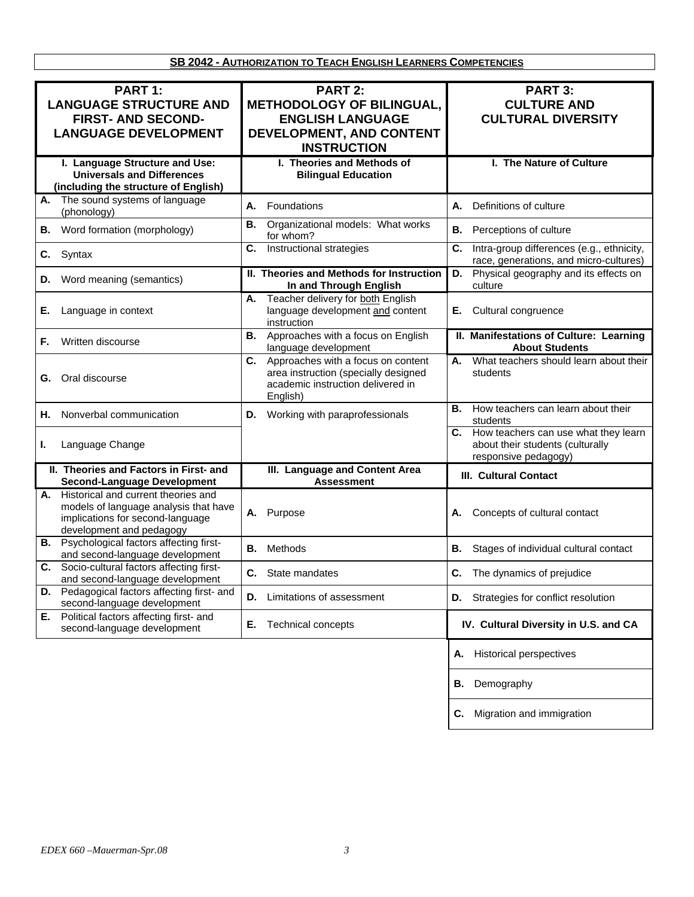## SB 2042 - Authorization to Teach English Learners Competencies

| PART 1: LANGUAGE STRUCTURE AND FIRST- AND SECOND-LANGUAGE DEVELOPMENT | PART 2: METHODOLOGY OF BILINGUAL, ENGLISH LANGUAGE DEVELOPMENT, AND CONTENT INSTRUCTION | PART 3: CULTURE AND CULTURAL DIVERSITY |
|---|---|---|
| **I. Language Structure and Use: Universals and Differences (including the structure of English)** | **I. Theories and Methods of Bilingual Education** | **I. The Nature of Culture** |
| **A.** The sound systems of language (phonology) | **A.** Foundations | **A.** Definitions of culture |
| **B.** Word formation (morphology) | **B.** Organizational models: What works for whom? | **B.** Perceptions of culture |
| **C.** Syntax | **C.** Instructional strategies | **C.** Intra-group differences (e.g., ethnicity, race, generations, and micro-cultures) |
| **D.** Word meaning (semantics) | **II. Theories and Methods for Instruction In and Through English** | **D.** Physical geography and its effects on culture |
| **E.** Language in context | **A.** Teacher delivery for both English language development and content instruction | **E.** Cultural congruence |
| **F.** Written discourse | **B.** Approaches with a focus on English language development | **II. Manifestations of Culture: Learning About Students** |
| **G.** Oral discourse | **C.** Approaches with a focus on content area instruction (specially designed academic instruction delivered in English) | **A.** What teachers should learn about their students |
| **H.** Nonverbal communication | **D.** Working with paraprofessionals | **B.** How teachers can learn about their students |
| **I.** Language Change | | **C.** How teachers can use what they learn about their students (culturally responsive pedagogy) |
| **II. Theories and Factors in First- and Second-Language Development** | **III. Language and Content Area Assessment** | **III. Cultural Contact** |
| **A.** Historical and current theories and models of language analysis that have implications for second-language development and pedagogy | **A.** Purpose | **A.** Concepts of cultural contact |
| **B.** Psychological factors affecting first- and second-language development | **B.** Methods | **B.** Stages of individual cultural contact |
| **C.** Socio-cultural factors affecting first- and second-language development | **C.** State mandates | **C.** The dynamics of prejudice |
| **D.** Pedagogical factors affecting first- and second-language development | **D.** Limitations of assessment | **D.** Strategies for conflict resolution |
| **E.** Political factors affecting first- and second-language development | **E.** Technical concepts | **IV. Cultural Diversity in U.S. and CA** |
| | | **A.** Historical perspectives |
| | | **B.** Demography |
| | | **C.** Migration and immigration |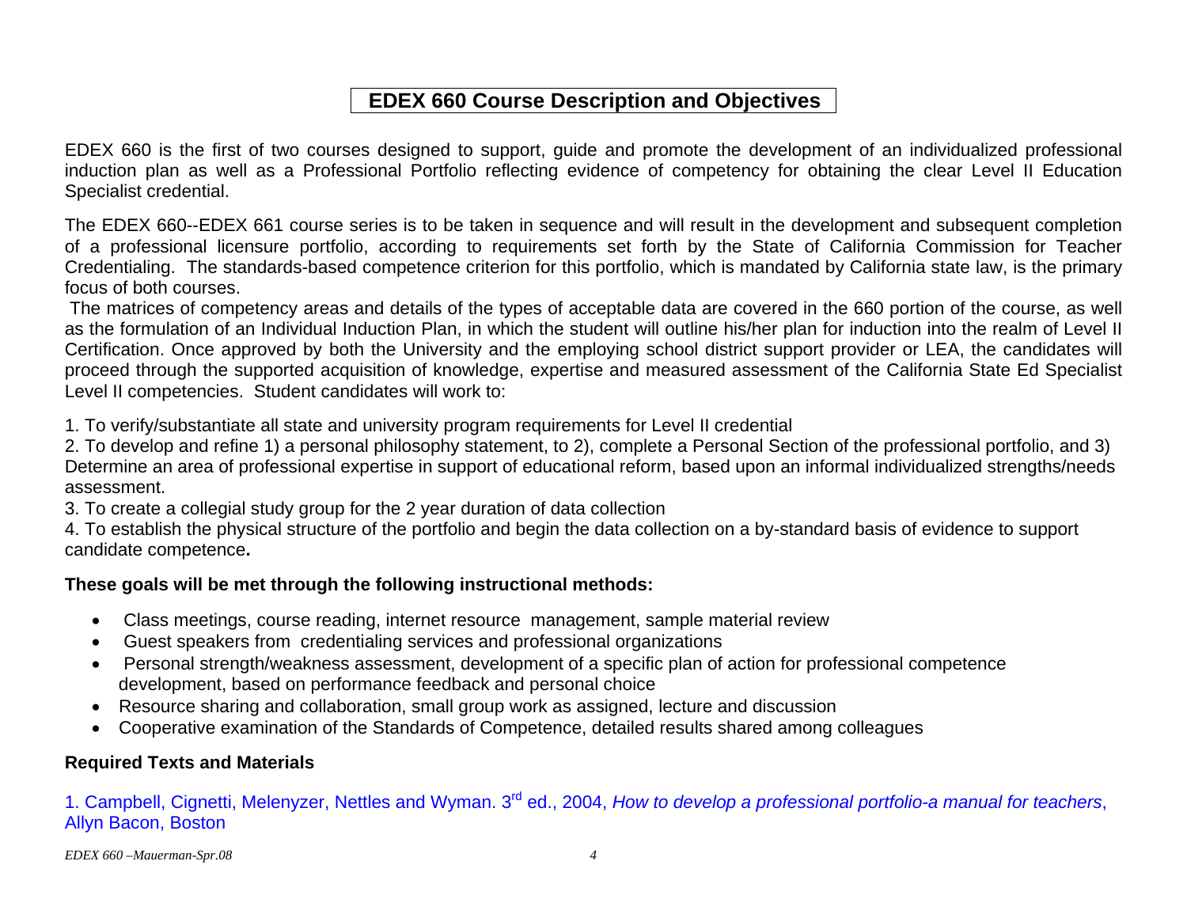# EDEX 660 Course Description and Objectives

EDEX 660 is the first of two courses designed to support, guide and promote the development of an individualized professional induction plan as well as a Professional Portfolio reflecting evidence of competency for obtaining the clear Level II Education Specialist credential.

The EDEX 660--EDEX 661 course series is to be taken in sequence and will result in the development and subsequent completion of a professional licensure portfolio, according to requirements set forth by the State of California Commission for Teacher Credentialing. The standards-based competence criterion for this portfolio, which is mandated by California state law, is the primary focus of both courses.

The matrices of competency areas and details of the types of acceptable data are covered in the 660 portion of the course, as well as the formulation of an Individual Induction Plan, in which the student will outline his/her plan for induction into the realm of Level II Certification. Once approved by both the University and the employing school district support provider or LEA, the candidates will proceed through the supported acquisition of knowledge, expertise and measured assessment of the California State Ed Specialist Level II competencies. Student candidates will work to:

1. To verify/substantiate all state and university program requirements for Level II credential
2. To develop and refine 1) a personal philosophy statement, to 2), complete a Personal Section of the professional portfolio, and 3) Determine an area of professional expertise in support of educational reform, based upon an informal individualized strengths/needs assessment.
3. To create a collegial study group for the 2 year duration of data collection
4. To establish the physical structure of the portfolio and begin the data collection on a by-standard basis of evidence to support candidate competence**.**

**These goals will be met through the following instructional methods:**

- Class meetings, course reading, internet resource management, sample material review
- Guest speakers from credentialing services and professional organizations
- Personal strength/weakness assessment, development of a specific plan of action for professional competence development, based on performance feedback and personal choice
- Resource sharing and collaboration, small group work as assigned, lecture and discussion
- Cooperative examination of the Standards of Competence, detailed results shared among colleagues

**Required Texts and Materials**

1. Campbell, Cignetti, Melenyzer, Nettles and Wyman. 3rd ed., 2004, *How to develop a professional portfolio-a manual for teachers*, Allyn Bacon, Boston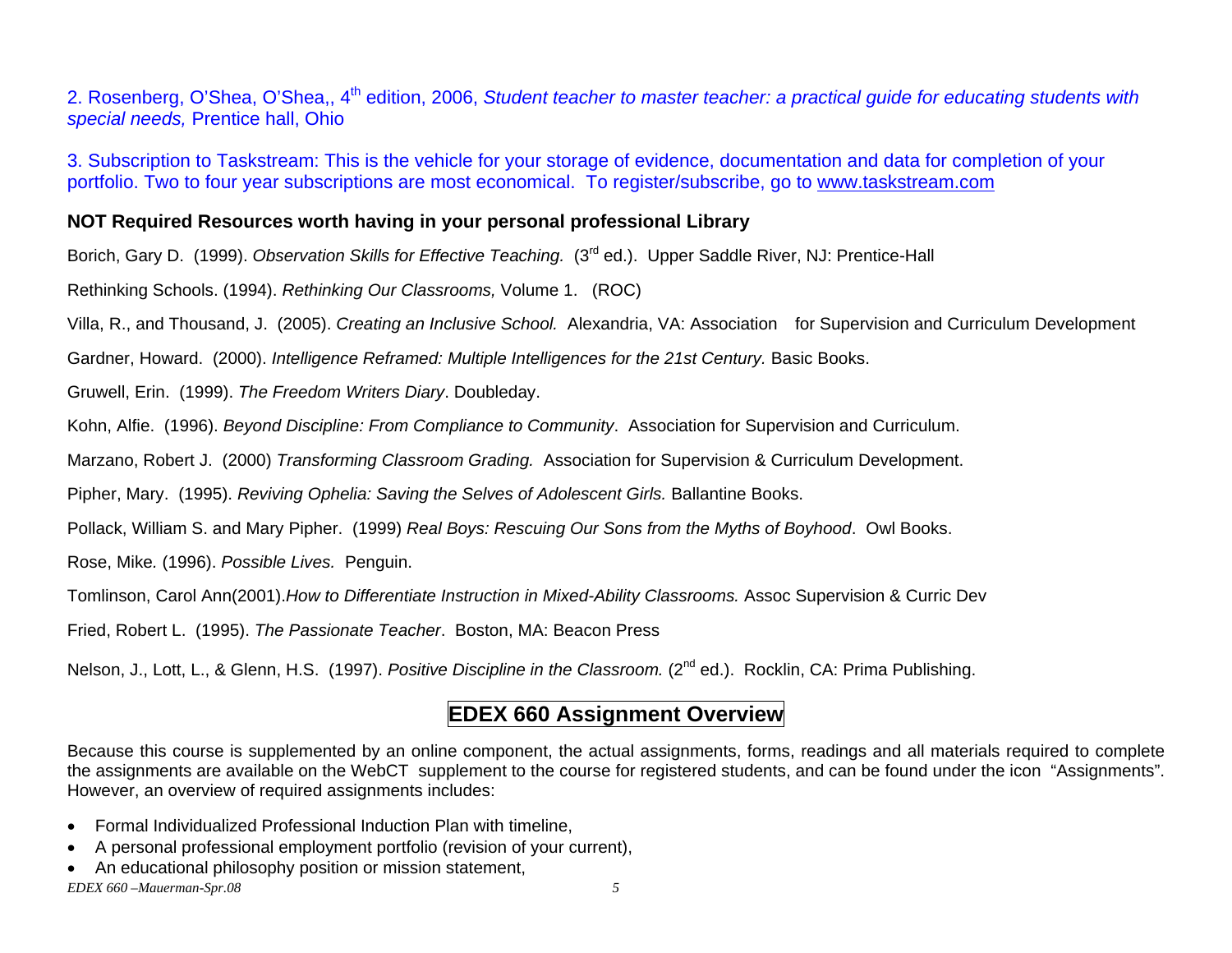2. Rosenberg, O'Shea, O'Shea,, 4th edition, 2006, *Student teacher to master teacher: a practical guide for educating students with special needs,* Prentice hall, Ohio

3. Subscription to Taskstream: This is the vehicle for your storage of evidence, documentation and data for completion of your portfolio. Two to four year subscriptions are most economical. To register/subscribe, go to www.taskstream.com

**NOT Required Resources worth having in your personal professional Library**

Borich, Gary D. (1999). *Observation Skills for Effective Teaching.* (3rd ed.). Upper Saddle River, NJ: Prentice-Hall

Rethinking Schools. (1994). *Rethinking Our Classrooms,* Volume 1. (ROC)

Villa, R., and Thousand, J. (2005). *Creating an Inclusive School.* Alexandria, VA: Association for Supervision and Curriculum Development

Gardner, Howard. (2000). *Intelligence Reframed: Multiple Intelligences for the 21st Century.* Basic Books.

Gruwell, Erin. (1999). *The Freedom Writers Diary*. Doubleday.

Kohn, Alfie. (1996). *Beyond Discipline: From Compliance to Community*. Association for Supervision and Curriculum.

Marzano, Robert J. (2000) *Transforming Classroom Grading.* Association for Supervision & Curriculum Development.

Pipher, Mary. (1995). *Reviving Ophelia: Saving the Selves of Adolescent Girls.* Ballantine Books.

Pollack, William S. and Mary Pipher. (1999) *Real Boys: Rescuing Our Sons from the Myths of Boyhood*. Owl Books.

Rose, Mike. (1996). *Possible Lives.* Penguin.

Tomlinson, Carol Ann(2001).*How to Differentiate Instruction in Mixed-Ability Classrooms.* Assoc Supervision & Curric Dev

Fried, Robert L. (1995). *The Passionate Teacher*. Boston, MA: Beacon Press

Nelson, J., Lott, L., & Glenn, H.S. (1997). *Positive Discipline in the Classroom.* (2nd ed.). Rocklin, CA: Prima Publishing.

## EDEX 660 Assignment Overview

Because this course is supplemented by an online component, the actual assignments, forms, readings and all materials required to complete the assignments are available on the WebCT supplement to the course for registered students, and can be found under the icon "Assignments". However, an overview of required assignments includes:

- Formal Individualized Professional Induction Plan with timeline,
- A personal professional employment portfolio (revision of your current),
- An educational philosophy position or mission statement,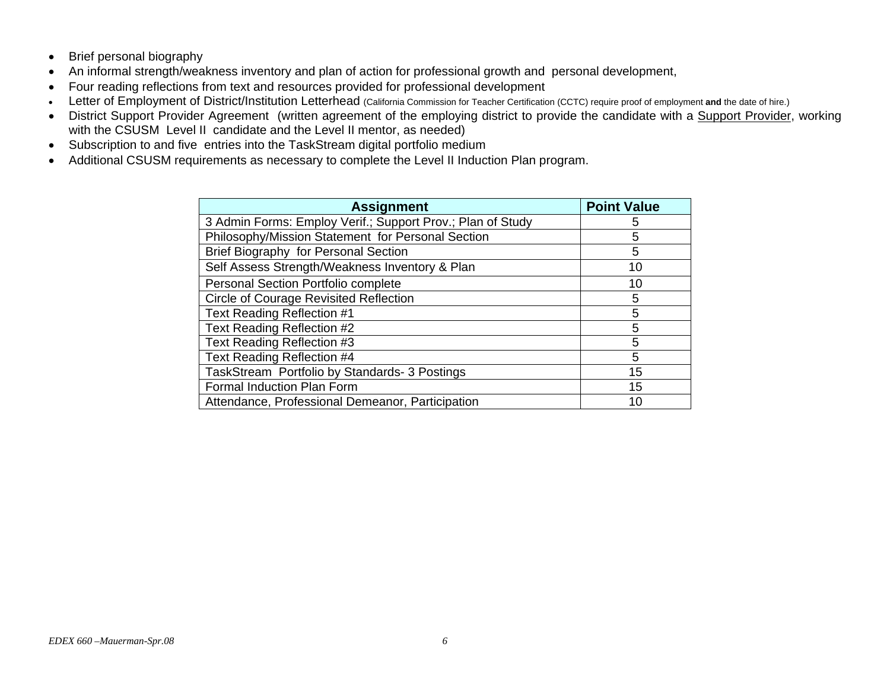- Brief personal biography
- An informal strength/weakness inventory and plan of action for professional growth and personal development,
- Four reading reflections from text and resources provided for professional development
- Letter of Employment of District/Institution Letterhead (California Commission for Teacher Certification (CCTC) require proof of employment **and** the date of hire.)
- District Support Provider Agreement (written agreement of the employing district to provide the candidate with a Support Provider, working with the CSUSM Level II candidate and the Level II mentor, as needed)
- Subscription to and five entries into the TaskStream digital portfolio medium
- Additional CSUSM requirements as necessary to complete the Level II Induction Plan program.

| **Assignment** | **Point Value** |
|---|---|
| 3 Admin Forms: Employ Verif.; Support Prov.; Plan of Study | 5 |
| Philosophy/Mission Statement for Personal Section | 5 |
| Brief Biography for Personal Section | 5 |
| Self Assess Strength/Weakness Inventory & Plan | 10 |
| Personal Section Portfolio complete | 10 |
| Circle of Courage Revisited Reflection | 5 |
| Text Reading Reflection #1 | 5 |
| Text Reading Reflection #2 | 5 |
| Text Reading Reflection #3 | 5 |
| Text Reading Reflection #4 | 5 |
| TaskStream Portfolio by Standards- 3 Postings | 15 |
| Formal Induction Plan Form | 15 |
| Attendance, Professional Demeanor, Participation | 10 |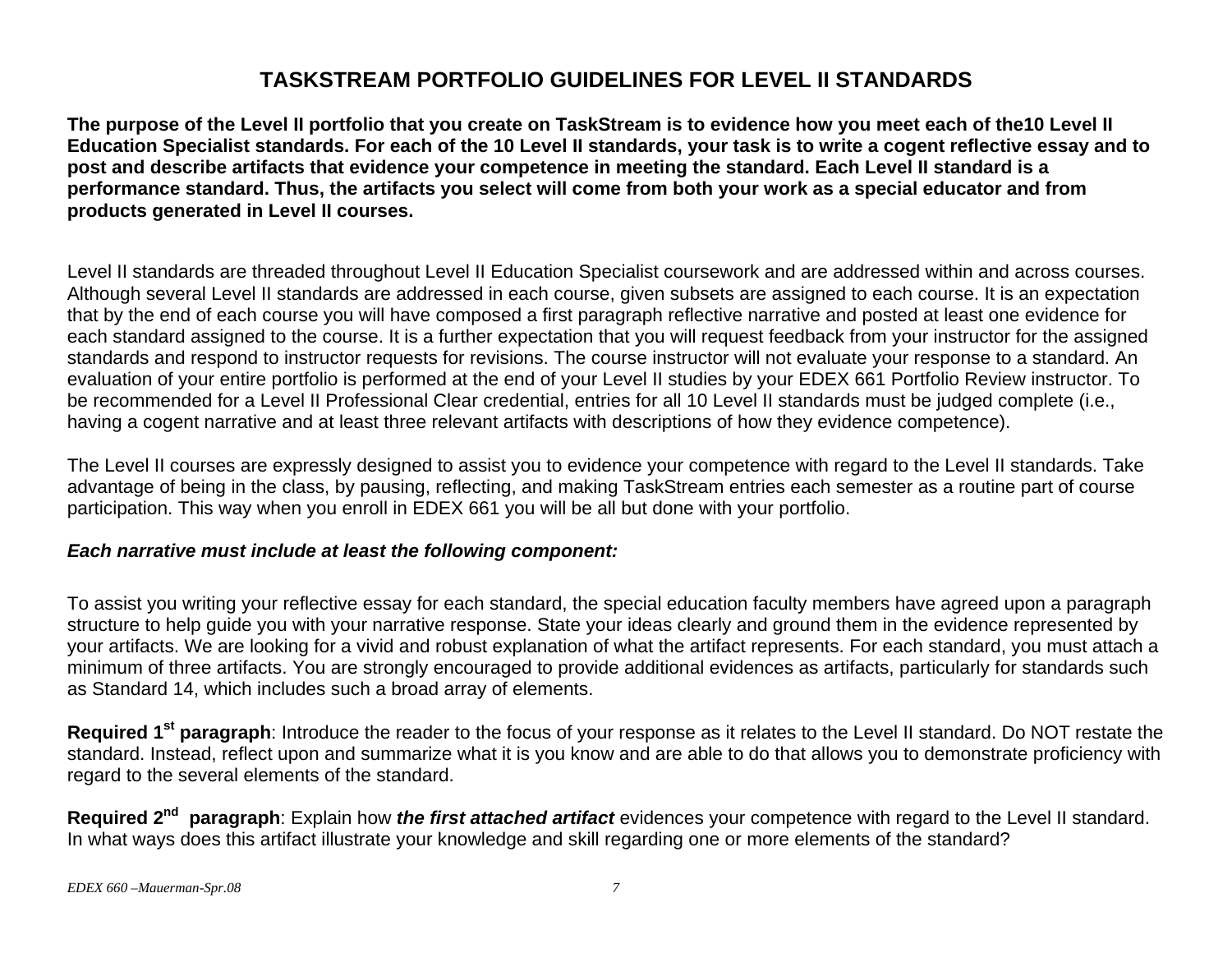# TASKSTREAM PORTFOLIO GUIDELINES FOR LEVEL II STANDARDS

**The purpose of the Level II portfolio that you create on TaskStream is to evidence how you meet each of the10 Level II Education Specialist standards. For each of the 10 Level II standards, your task is to write a cogent reflective essay and to post and describe artifacts that evidence your competence in meeting the standard. Each Level II standard is a performance standard. Thus, the artifacts you select will come from both your work as a special educator and from products generated in Level II courses.**

Level II standards are threaded throughout Level II Education Specialist coursework and are addressed within and across courses. Although several Level II standards are addressed in each course, given subsets are assigned to each course. It is an expectation that by the end of each course you will have composed a first paragraph reflective narrative and posted at least one evidence for each standard assigned to the course. It is a further expectation that you will request feedback from your instructor for the assigned standards and respond to instructor requests for revisions. The course instructor will not evaluate your response to a standard. An evaluation of your entire portfolio is performed at the end of your Level II studies by your EDEX 661 Portfolio Review instructor. To be recommended for a Level II Professional Clear credential, entries for all 10 Level II standards must be judged complete (i.e., having a cogent narrative and at least three relevant artifacts with descriptions of how they evidence competence).

The Level II courses are expressly designed to assist you to evidence your competence with regard to the Level II standards. Take advantage of being in the class, by pausing, reflecting, and making TaskStream entries each semester as a routine part of course participation. This way when you enroll in EDEX 661 you will be all but done with your portfolio.

***Each narrative must include at least the following component:***

To assist you writing your reflective essay for each standard, the special education faculty members have agreed upon a paragraph structure to help guide you with your narrative response. State your ideas clearly and ground them in the evidence represented by your artifacts. We are looking for a vivid and robust explanation of what the artifact represents. For each standard, you must attach a minimum of three artifacts. You are strongly encouraged to provide additional evidences as artifacts, particularly for standards such as Standard 14, which includes such a broad array of elements.

**Required 1st paragraph**: Introduce the reader to the focus of your response as it relates to the Level II standard. Do NOT restate the standard. Instead, reflect upon and summarize what it is you know and are able to do that allows you to demonstrate proficiency with regard to the several elements of the standard.

**Required 2nd paragraph**: Explain how ***the first attached artifact*** evidences your competence with regard to the Level II standard. In what ways does this artifact illustrate your knowledge and skill regarding one or more elements of the standard?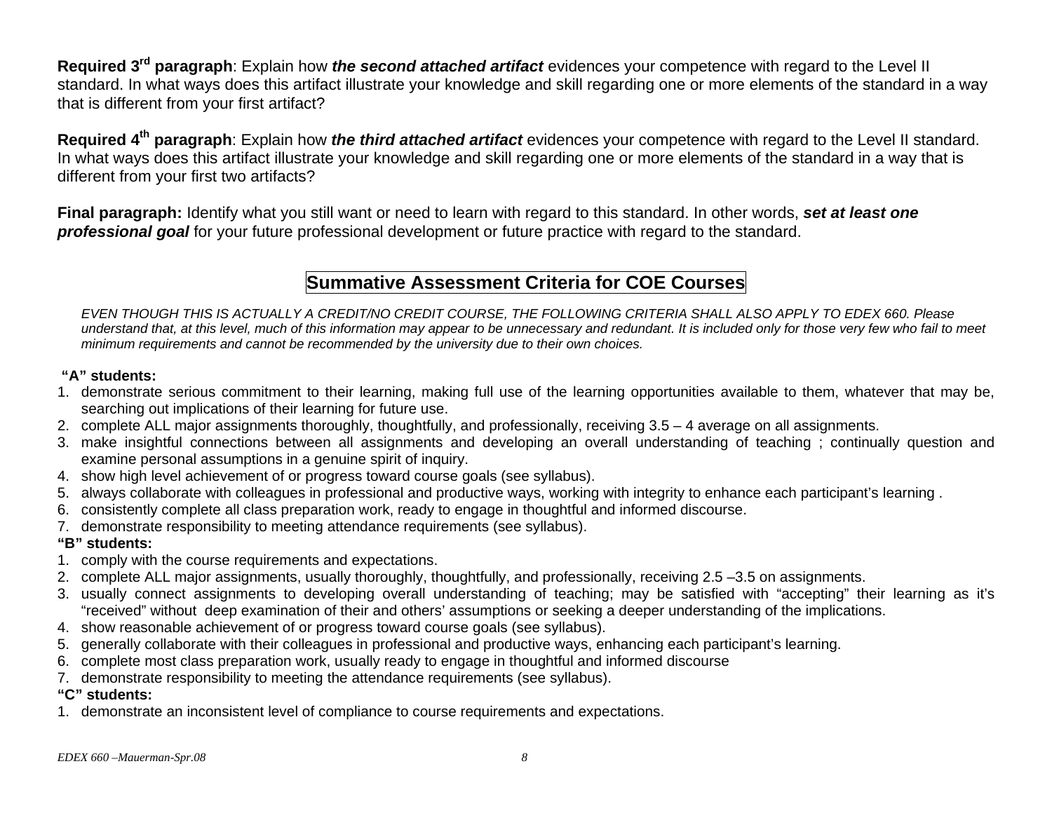**Required 3rd paragraph**: Explain how ***the second attached artifact*** evidences your competence with regard to the Level II standard. In what ways does this artifact illustrate your knowledge and skill regarding one or more elements of the standard in a way that is different from your first artifact?

**Required 4th paragraph**: Explain how ***the third attached artifact*** evidences your competence with regard to the Level II standard. In what ways does this artifact illustrate your knowledge and skill regarding one or more elements of the standard in a way that is different from your first two artifacts?

**Final paragraph:** Identify what you still want or need to learn with regard to this standard. In other words, ***set at least one professional goal*** for your future professional development or future practice with regard to the standard.

## Summative Assessment Criteria for COE Courses

*EVEN THOUGH THIS IS ACTUALLY A CREDIT/NO CREDIT COURSE, THE FOLLOWING CRITERIA SHALL ALSO APPLY TO EDEX 660. Please understand that, at this level, much of this information may appear to be unnecessary and redundant. It is included only for those very few who fail to meet minimum requirements and cannot be recommended by the university due to their own choices.*

**"A" students:**

1. demonstrate serious commitment to their learning, making full use of the learning opportunities available to them, whatever that may be, searching out implications of their learning for future use.
2. complete ALL major assignments thoroughly, thoughtfully, and professionally, receiving 3.5 – 4 average on all assignments.
3. make insightful connections between all assignments and developing an overall understanding of teaching ; continually question and examine personal assumptions in a genuine spirit of inquiry.
4. show high level achievement of or progress toward course goals (see syllabus).
5. always collaborate with colleagues in professional and productive ways, working with integrity to enhance each participant's learning .
6. consistently complete all class preparation work, ready to engage in thoughtful and informed discourse.
7. demonstrate responsibility to meeting attendance requirements (see syllabus).

**"B" students:**

1. comply with the course requirements and expectations.
2. complete ALL major assignments, usually thoroughly, thoughtfully, and professionally, receiving 2.5 –3.5 on assignments.
3. usually connect assignments to developing overall understanding of teaching; may be satisfied with "accepting" their learning as it's "received" without deep examination of their and others' assumptions or seeking a deeper understanding of the implications.
4. show reasonable achievement of or progress toward course goals (see syllabus).
5. generally collaborate with their colleagues in professional and productive ways, enhancing each participant's learning.
6. complete most class preparation work, usually ready to engage in thoughtful and informed discourse
7. demonstrate responsibility to meeting the attendance requirements (see syllabus).

**"C" students:**

1. demonstrate an inconsistent level of compliance to course requirements and expectations.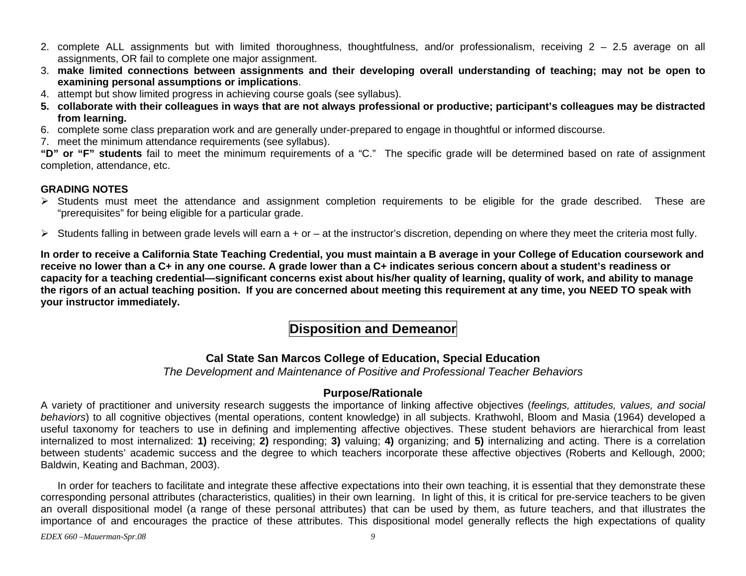2. complete ALL assignments but with limited thoroughness, thoughtfulness, and/or professionalism, receiving 2 – 2.5 average on all assignments, OR fail to complete one major assignment.
3. **make limited connections between assignments and their developing overall understanding of teaching; may not be open to examining personal assumptions or implications**.
4. attempt but show limited progress in achieving course goals (see syllabus).
5. **collaborate with their colleagues in ways that are not always professional or productive; participant's colleagues may be distracted from learning.**
6. complete some class preparation work and are generally under-prepared to engage in thoughtful or informed discourse.
7. meet the minimum attendance requirements (see syllabus).

**"D" or "F" students** fail to meet the minimum requirements of a "C." The specific grade will be determined based on rate of assignment completion, attendance, etc.

**GRADING NOTES**

- Students must meet the attendance and assignment completion requirements to be eligible for the grade described. These are "prerequisites" for being eligible for a particular grade.
- Students falling in between grade levels will earn a + or – at the instructor's discretion, depending on where they meet the criteria most fully.

**In order to receive a California State Teaching Credential, you must maintain a B average in your College of Education coursework and receive no lower than a C+ in any one course. A grade lower than a C+ indicates serious concern about a student's readiness or capacity for a teaching credential—significant concerns exist about his/her quality of learning, quality of work, and ability to manage the rigors of an actual teaching position. If you are concerned about meeting this requirement at any time, you NEED TO speak with your instructor immediately.**

# Disposition and Demeanor

## Cal State San Marcos College of Education, Special Education

*The Development and Maintenance of Positive and Professional Teacher Behaviors*

### Purpose/Rationale

A variety of practitioner and university research suggests the importance of linking affective objectives (*feelings, attitudes, values, and social behaviors*) to all cognitive objectives (mental operations, content knowledge) in all subjects. Krathwohl, Bloom and Masia (1964) developed a useful taxonomy for teachers to use in defining and implementing affective objectives. These student behaviors are hierarchical from least internalized to most internalized: **1)** receiving; **2)** responding; **3)** valuing; **4)** organizing; and **5)** internalizing and acting. There is a correlation between students' academic success and the degree to which teachers incorporate these affective objectives (Roberts and Kellough, 2000; Baldwin, Keating and Bachman, 2003).

In order for teachers to facilitate and integrate these affective expectations into their own teaching, it is essential that they demonstrate these corresponding personal attributes (characteristics, qualities) in their own learning. In light of this, it is critical for pre-service teachers to be given an overall dispositional model (a range of these personal attributes) that can be used by them, as future teachers, and that illustrates the importance of and encourages the practice of these attributes. This dispositional model generally reflects the high expectations of quality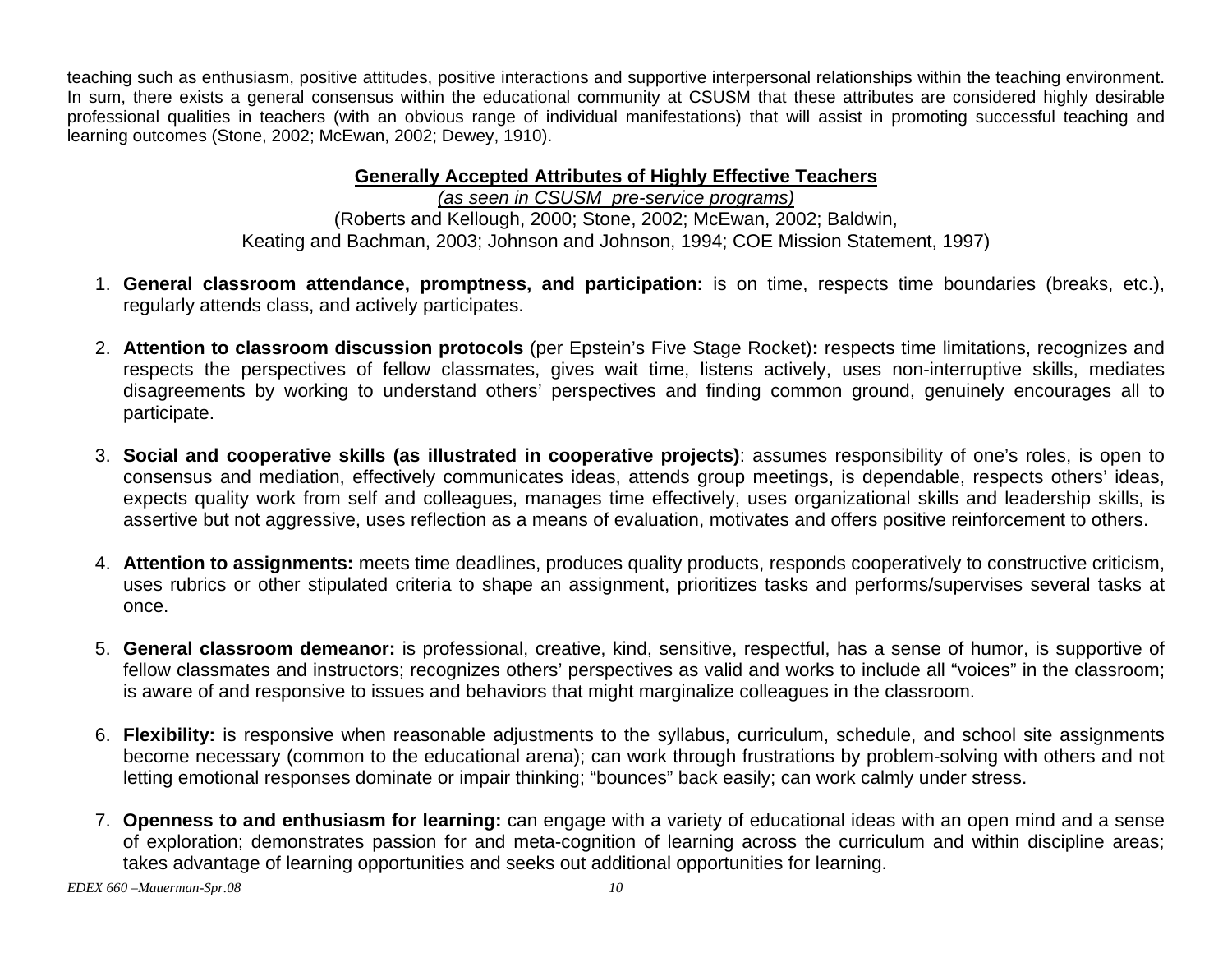teaching such as enthusiasm, positive attitudes, positive interactions and supportive interpersonal relationships within the teaching environment. In sum, there exists a general consensus within the educational community at CSUSM that these attributes are considered highly desirable professional qualities in teachers (with an obvious range of individual manifestations) that will assist in promoting successful teaching and learning outcomes (Stone, 2002; McEwan, 2002; Dewey, 1910).

## Generally Accepted Attributes of Highly Effective Teachers

*(as seen in CSUSM pre-service programs)*

(Roberts and Kellough, 2000; Stone, 2002; McEwan, 2002; Baldwin, Keating and Bachman, 2003; Johnson and Johnson, 1994; COE Mission Statement, 1997)

1. **General classroom attendance, promptness, and participation:** is on time, respects time boundaries (breaks, etc.), regularly attends class, and actively participates.

2. **Attention to classroom discussion protocols** (per Epstein's Five Stage Rocket)**:** respects time limitations, recognizes and respects the perspectives of fellow classmates, gives wait time, listens actively, uses non-interruptive skills, mediates disagreements by working to understand others' perspectives and finding common ground, genuinely encourages all to participate.

3. **Social and cooperative skills (as illustrated in cooperative projects)**: assumes responsibility of one's roles, is open to consensus and mediation, effectively communicates ideas, attends group meetings, is dependable, respects others' ideas, expects quality work from self and colleagues, manages time effectively, uses organizational skills and leadership skills, is assertive but not aggressive, uses reflection as a means of evaluation, motivates and offers positive reinforcement to others.

4. **Attention to assignments:** meets time deadlines, produces quality products, responds cooperatively to constructive criticism, uses rubrics or other stipulated criteria to shape an assignment, prioritizes tasks and performs/supervises several tasks at once.

5. **General classroom demeanor:** is professional, creative, kind, sensitive, respectful, has a sense of humor, is supportive of fellow classmates and instructors; recognizes others' perspectives as valid and works to include all "voices" in the classroom; is aware of and responsive to issues and behaviors that might marginalize colleagues in the classroom.

6. **Flexibility:** is responsive when reasonable adjustments to the syllabus, curriculum, schedule, and school site assignments become necessary (common to the educational arena); can work through frustrations by problem-solving with others and not letting emotional responses dominate or impair thinking; "bounces" back easily; can work calmly under stress.

7. **Openness to and enthusiasm for learning:** can engage with a variety of educational ideas with an open mind and a sense of exploration; demonstrates passion for and meta-cognition of learning across the curriculum and within discipline areas; takes advantage of learning opportunities and seeks out additional opportunities for learning.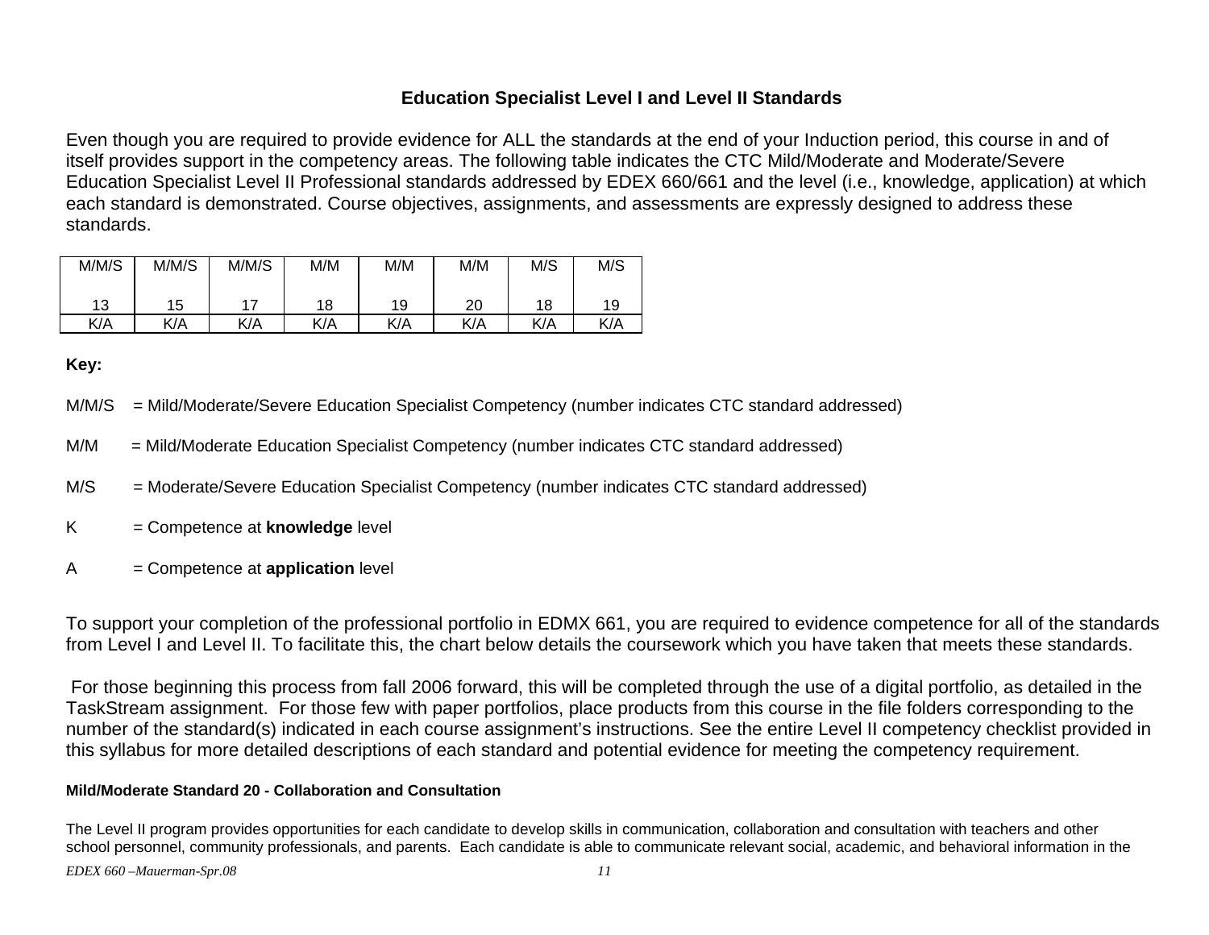**Education Specialist Level I and Level II Standards**

Even though you are required to provide evidence for ALL the standards at the end of your Induction period, this course in and of itself provides support in the competency areas. The following table indicates the CTC Mild/Moderate and Moderate/Severe Education Specialist Level II Professional standards addressed by EDEX 660/661 and the level (i.e., knowledge, application) at which each standard is demonstrated. Course objectives, assignments, and assessments are expressly designed to address these standards.

| M/M/S 13 | M/M/S 15 | M/M/S 17 | M/M 18 | M/M 19 | M/M 20 | M/S 18 | M/S 19 |
|---|---|---|---|---|---|---|---|
| K/A | K/A | K/A | K/A | K/A | K/A | K/A | K/A |

**Key:**

M/M/S = Mild/Moderate/Severe Education Specialist Competency (number indicates CTC standard addressed)

M/M = Mild/Moderate Education Specialist Competency (number indicates CTC standard addressed)

M/S = Moderate/Severe Education Specialist Competency (number indicates CTC standard addressed)

K = Competence at **knowledge** level

A = Competence at **application** level

To support your completion of the professional portfolio in EDMX 661, you are required to evidence competence for all of the standards from Level I and Level II. To facilitate this, the chart below details the coursework which you have taken that meets these standards.

For those beginning this process from fall 2006 forward, this will be completed through the use of a digital portfolio, as detailed in the TaskStream assignment. For those few with paper portfolios, place products from this course in the file folders corresponding to the number of the standard(s) indicated in each course assignment's instructions. See the entire Level II competency checklist provided in this syllabus for more detailed descriptions of each standard and potential evidence for meeting the competency requirement.

**Mild/Moderate Standard 20 - Collaboration and Consultation**

The Level II program provides opportunities for each candidate to develop skills in communication, collaboration and consultation with teachers and other school personnel, community professionals, and parents. Each candidate is able to communicate relevant social, academic, and behavioral information in the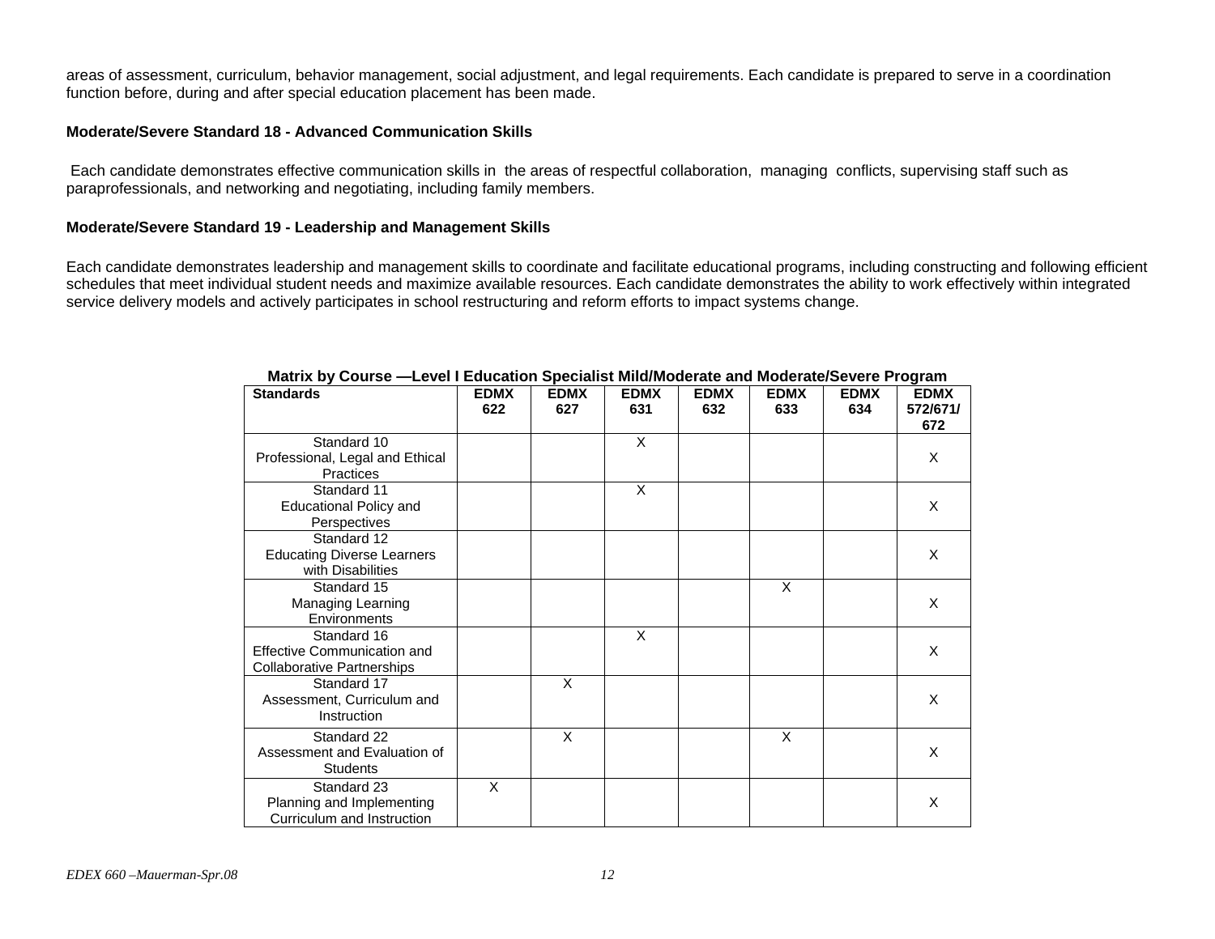areas of assessment, curriculum, behavior management, social adjustment, and legal requirements. Each candidate is prepared to serve in a coordination function before, during and after special education placement has been made.

**Moderate/Severe Standard 18 - Advanced Communication Skills**

Each candidate demonstrates effective communication skills in the areas of respectful collaboration, managing conflicts, supervising staff such as paraprofessionals, and networking and negotiating, including family members.

**Moderate/Severe Standard 19 - Leadership and Management Skills**

Each candidate demonstrates leadership and management skills to coordinate and facilitate educational programs, including constructing and following efficient schedules that meet individual student needs and maximize available resources. Each candidate demonstrates the ability to work effectively within integrated service delivery models and actively participates in school restructuring and reform efforts to impact systems change.

**Matrix by Course —Level I Education Specialist Mild/Moderate and Moderate/Severe Program**

| Standards | EDMX 622 | EDMX 627 | EDMX 631 | EDMX 632 | EDMX 633 | EDMX 634 | EDMX 572/671/672 |
|---|---|---|---|---|---|---|---|
| Standard 10 Professional, Legal and Ethical Practices | | | X | | | | X |
| Standard 11 Educational Policy and Perspectives | | | X | | | | X |
| Standard 12 Educating Diverse Learners with Disabilities | | | | | | | X |
| Standard 15 Managing Learning Environments | | | | | X | | X |
| Standard 16 Effective Communication and Collaborative Partnerships | | | X | | | | X |
| Standard 17 Assessment, Curriculum and Instruction | | X | | | | | X |
| Standard 22 Assessment and Evaluation of Students | | X | | | X | | X |
| Standard 23 Planning and Implementing Curriculum and Instruction | X | | | | | | X |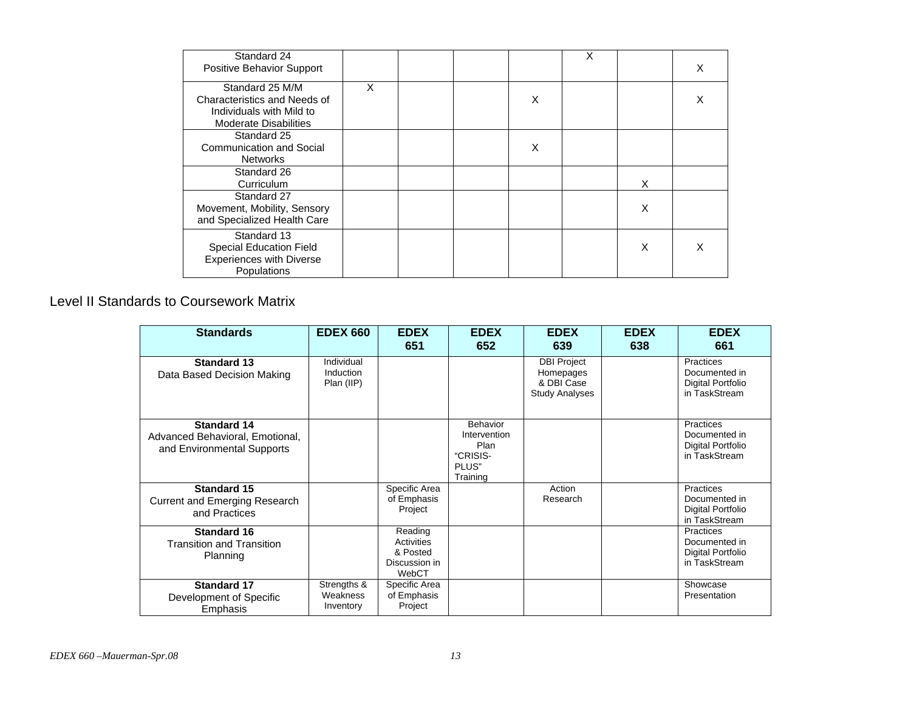| | | | | | | | |
|---|---|---|---|---|---|---|---|
| Standard 24<br>Positive Behavior Support | | | | | X | | X |
| Standard 25 M/M<br>Characteristics and Needs of Individuals with Mild to Moderate Disabilities | X | | | X | | | X |
| Standard 25<br>Communication and Social Networks | | | | X | | | |
| Standard 26<br>Curriculum | | | | | | X | |
| Standard 27<br>Movement, Mobility, Sensory and Specialized Health Care | | | | | | X | |
| Standard 13<br>Special Education Field Experiences with Diverse Populations | | | | | | X | X |

## Level II Standards to Coursework Matrix

| Standards | EDEX 660 | EDEX 651 | EDEX 652 | EDEX 639 | EDEX 638 | EDEX 661 |
|---|---|---|---|---|---|---|
| **Standard 13**<br>Data Based Decision Making | Individual Induction Plan (IIP) | | | DBI Project Homepages & DBI Case Study Analyses | | Practices Documented in Digital Portfolio in TaskStream |
| **Standard 14**<br>Advanced Behavioral, Emotional, and Environmental Supports | | | Behavior Intervention Plan "CRISIS-PLUS" Training | | | Practices Documented in Digital Portfolio in TaskStream |
| **Standard 15**<br>Current and Emerging Research and Practices | | Specific Area of Emphasis Project | | Action Research | | Practices Documented in Digital Portfolio in TaskStream |
| **Standard 16**<br>Transition and Transition Planning | | Reading Activities & Posted Discussion in WebCT | | | | Practices Documented in Digital Portfolio in TaskStream |
| **Standard 17**<br>Development of Specific Emphasis | Strengths & Weakness Inventory | Specific Area of Emphasis Project | | | | Showcase Presentation |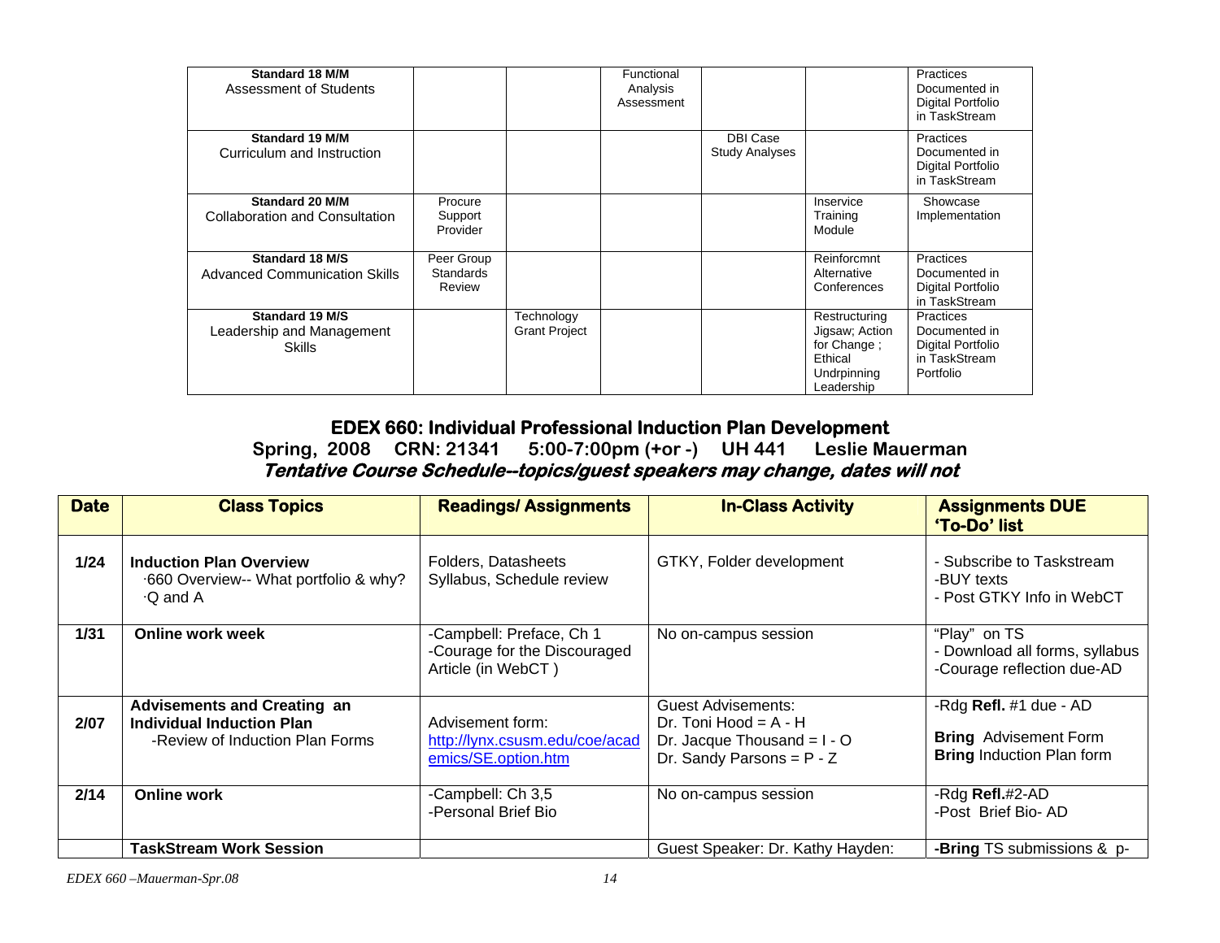| **Standard 18 M/M** Assessment of Students | | | Functional Analysis Assessment | | | Practices Documented in Digital Portfolio in TaskStream |
|---|---|---|---|---|---|---|
| **Standard 19 M/M** Curriculum and Instruction | | | | DBI Case Study Analyses | | Practices Documented in Digital Portfolio in TaskStream |
| **Standard 20 M/M** Collaboration and Consultation | Procure Support Provider | | | | Inservice Training Module | Showcase Implementation |
| **Standard 18 M/S** Advanced Communication Skills | Peer Group Standards Review | | | | Reinforcmnt Alternative Conferences | Practices Documented in Digital Portfolio in TaskStream |
| **Standard 19 M/S** Leadership and Management Skills | | Technology Grant Project | | | Restructuring Jigsaw; Action for Change ; Ethical Undrpinning Leadership | Practices Documented in Digital Portfolio in TaskStream Portfolio |

## EDEX 660: Individual Professional Induction Plan Development

**Spring, 2008 CRN: 21341 5:00-7:00pm (+or -) UH 441 Leslie Mauerman**

***Tentative Course Schedule--topics/guest speakers may change, dates will not***

| Date | Class Topics | Readings/ Assignments | In-Class Activity | Assignments DUE 'To-Do' list |
|---|---|---|---|---|
| **1/24** | **Induction Plan Overview**<br>·660 Overview-- What portfolio & why?<br>·Q and A | Folders, Datasheets<br>Syllabus, Schedule review | GTKY, Folder development | - Subscribe to Taskstream<br>-BUY texts<br>- Post GTKY Info in WebCT |
| **1/31** | **Online work week** | -Campbell: Preface, Ch 1<br>-Courage for the Discouraged Article (in WebCT ) | No on-campus session | "Play" on TS<br>- Download all forms, syllabus<br>-Courage reflection due-AD |
| **2/07** | **Advisements and Creating an Individual Induction Plan**<br>-Review of Induction Plan Forms | Advisement form:<br>http://lynx.csusm.edu/coe/academics/SE.option.htm | Guest Advisements:<br>Dr. Toni Hood = A - H<br>Dr. Jacque Thousand = I - O<br>Dr. Sandy Parsons = P - Z | -Rdg **Refl.** #1 due - AD<br>**Bring** Advisement Form<br>**Bring** Induction Plan form |
| **2/14** | **Online work** | -Campbell: Ch 3,5<br>-Personal Brief Bio | No on-campus session | -Rdg **Refl.**#2-AD<br>-Post Brief Bio- AD |
| | **TaskStream Work Session** | | Guest Speaker: Dr. Kathy Hayden: | **-Bring** TS submissions & p- |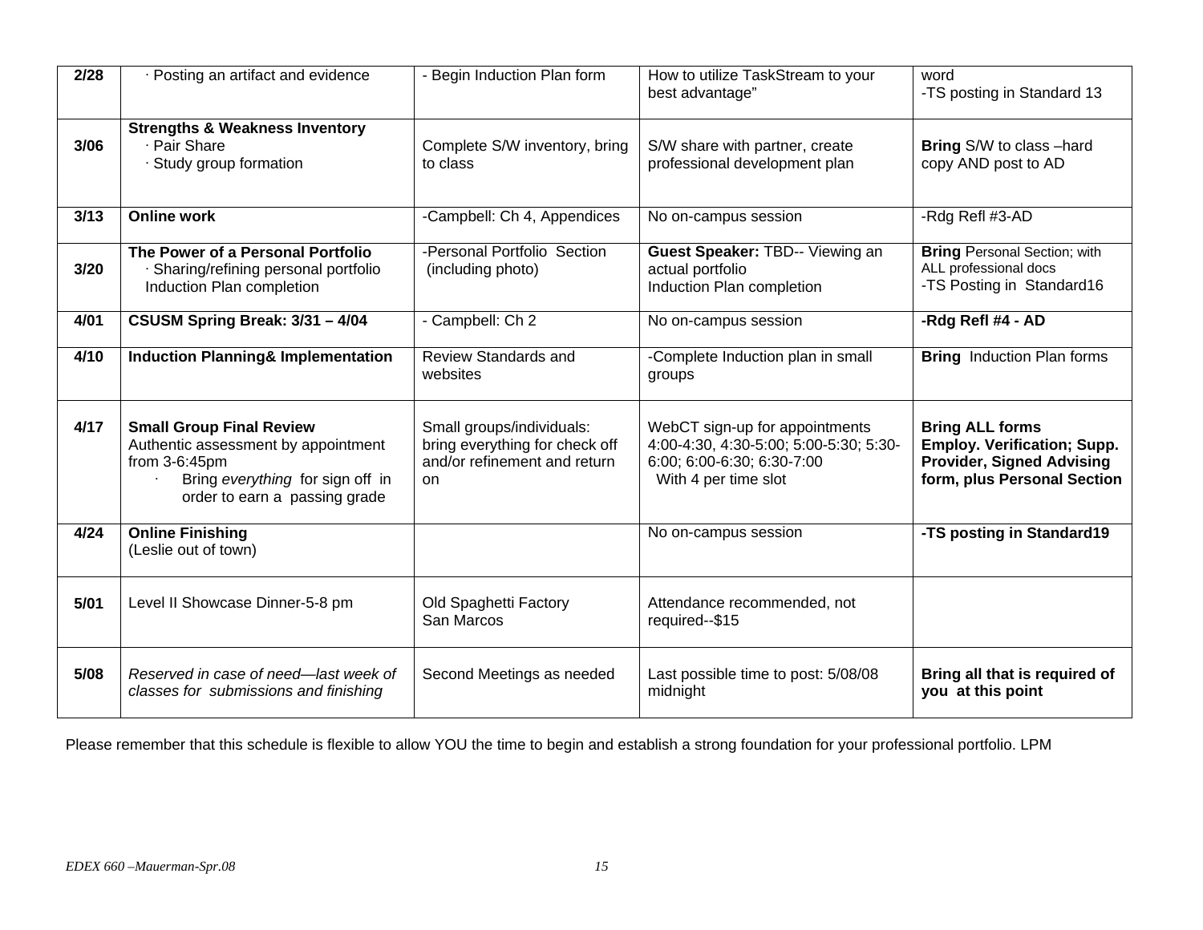| 2/28 | · Posting an artifact and evidence | - Begin Induction Plan form | How to utilize TaskStream to your best advantage" | word<br>-TS posting in Standard 13 |
|---|---|---|---|---|
| 3/06 | **Strengths & Weakness Inventory**<br>· Pair Share<br>· Study group formation | Complete S/W inventory, bring to class | S/W share with partner, create professional development plan | **Bring** S/W to class –hard copy AND post to AD |
| 3/13 | **Online work** | -Campbell: Ch 4, Appendices | No on-campus session | -Rdg Refl #3-AD |
| 3/20 | **The Power of a Personal Portfolio**<br>· Sharing/refining personal portfolio Induction Plan completion | -Personal Portfolio Section (including photo) | **Guest Speaker:** TBD-- Viewing an actual portfolio<br>Induction Plan completion | **Bring** Personal Section; with ALL professional docs<br>-TS Posting in Standard16 |
| 4/01 | **CSUSM Spring Break: 3/31 – 4/04** | - Campbell: Ch 2 | No on-campus session | **-Rdg Refl #4 - AD** |
| 4/10 | **Induction Planning& Implementation** | Review Standards and websites | -Complete Induction plan in small groups | **Bring** Induction Plan forms |
| 4/17 | **Small Group Final Review**<br>Authentic assessment by appointment from 3-6:45pm<br>· Bring *everything* for sign off in order to earn a passing grade | Small groups/individuals: bring everything for check off and/or refinement and return on | WebCT sign-up for appointments 4:00-4:30, 4:30-5:00; 5:00-5:30; 5:30-6:00; 6:00-6:30; 6:30-7:00<br>With 4 per time slot | **Bring ALL forms Employ. Verification; Supp. Provider, Signed Advising form, plus Personal Section** |
| 4/24 | **Online Finishing**<br>(Leslie out of town) | | No on-campus session | **-TS posting in Standard19** |
| 5/01 | Level II Showcase Dinner-5-8 pm | Old Spaghetti Factory San Marcos | Attendance recommended, not required--$15 | |
| 5/08 | *Reserved in case of need—last week of classes for submissions and finishing* | Second Meetings as needed | Last possible time to post: 5/08/08 midnight | **Bring all that is required of you at this point** |

Please remember that this schedule is flexible to allow YOU the time to begin and establish a strong foundation for your professional portfolio. LPM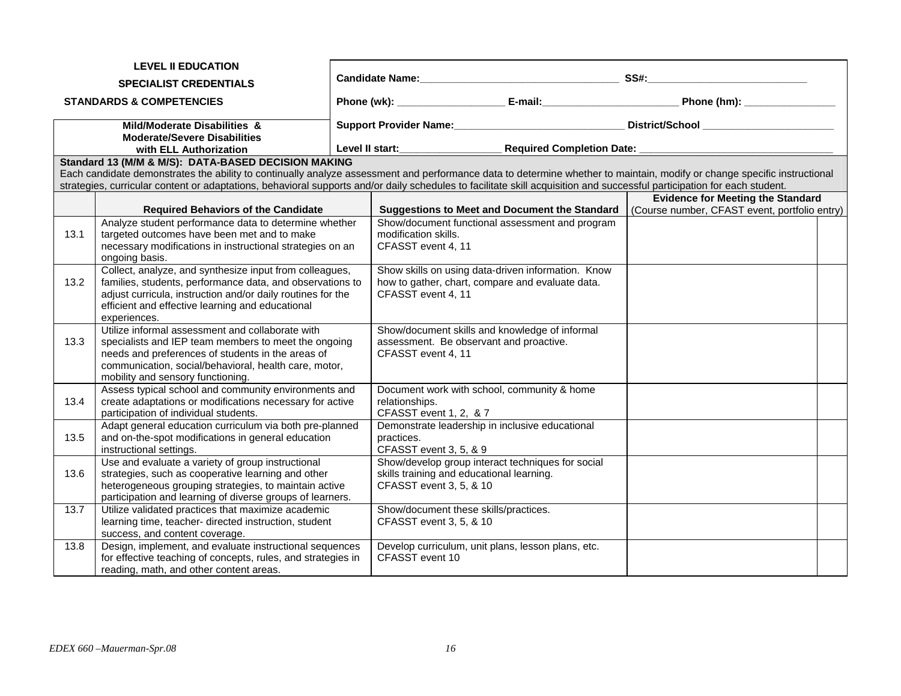**LEVEL II EDUCATION**

**SPECIALIST CREDENTIALS**

**STANDARDS & COMPETENCIES**

**Mild/Moderate Disabilities & Moderate/Severe Disabilities with ELL Authorization**

**Candidate Name:**___________________________________ **SS#:**____________________________

**Phone (wk):** ___________________ **E-mail:**________________________ **Phone (hm):** ________________

**Support Provider Name:**______________________________ **District/School** _______________________

**Level II start:**__________________ **Required Completion Date:** __________________________________

**Standard 13 (M/M & M/S): DATA-BASED DECISION MAKING**

Each candidate demonstrates the ability to continually analyze assessment and performance data to determine whether to maintain, modify or change specific instructional strategies, curricular content or adaptations, behavioral supports and/or daily schedules to facilitate skill acquisition and successful participation for each student.

| | **Required Behaviors of the Candidate** | **Suggestions to Meet and Document the Standard** | **Evidence for Meeting the Standard** (Course number, CFAST event, portfolio entry) | |
|---|---|---|---|---|
| 13.1 | Analyze student performance data to determine whether targeted outcomes have been met and to make necessary modifications in instructional strategies on an ongoing basis. | Show/document functional assessment and program modification skills. CFASST event 4, 11 | | |
| 13.2 | Collect, analyze, and synthesize input from colleagues, families, students, performance data, and observations to adjust curricula, instruction and/or daily routines for the efficient and effective learning and educational experiences. | Show skills on using data-driven information. Know how to gather, chart, compare and evaluate data. CFASST event 4, 11 | | |
| 13.3 | Utilize informal assessment and collaborate with specialists and IEP team members to meet the ongoing needs and preferences of students in the areas of communication, social/behavioral, health care, motor, mobility and sensory functioning. | Show/document skills and knowledge of informal assessment. Be observant and proactive. CFASST event 4, 11 | | |
| 13.4 | Assess typical school and community environments and create adaptations or modifications necessary for active participation of individual students. | Document work with school, community & home relationships. CFASST event 1, 2, & 7 | | |
| 13.5 | Adapt general education curriculum via both pre-planned and on-the-spot modifications in general education instructional settings. | Demonstrate leadership in inclusive educational practices. CFASST event 3, 5, & 9 | | |
| 13.6 | Use and evaluate a variety of group instructional strategies, such as cooperative learning and other heterogeneous grouping strategies, to maintain active participation and learning of diverse groups of learners. | Show/develop group interact techniques for social skills training and educational learning. CFASST event 3, 5, & 10 | | |
| 13.7 | Utilize validated practices that maximize academic learning time, teacher- directed instruction, student success, and content coverage. | Show/document these skills/practices. CFASST event 3, 5, & 10 | | |
| 13.8 | Design, implement, and evaluate instructional sequences for effective teaching of concepts, rules, and strategies in reading, math, and other content areas. | Develop curriculum, unit plans, lesson plans, etc. CFASST event 10 | | |

*EDEX 660 –Mauerman-Spr.08*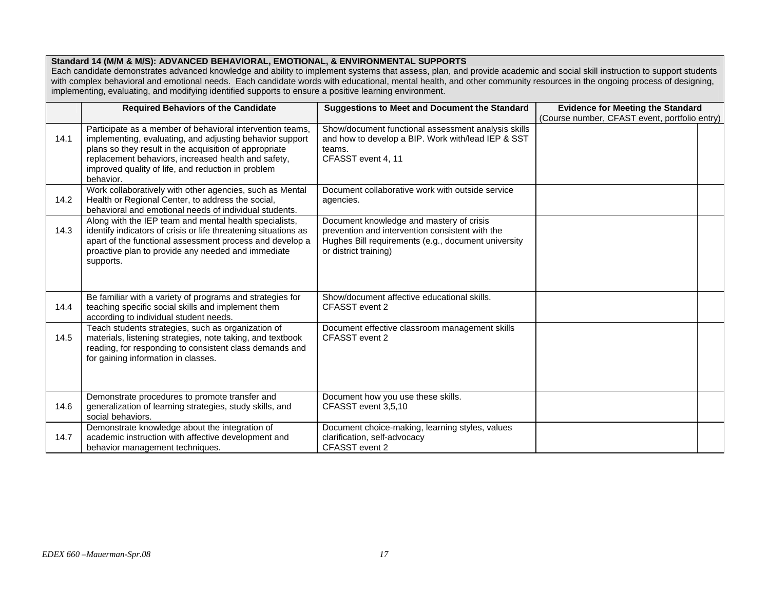**Standard 14 (M/M & M/S): ADVANCED BEHAVIORAL, EMOTIONAL, & ENVIRONMENTAL SUPPORTS**
Each candidate demonstrates advanced knowledge and ability to implement systems that assess, plan, and provide academic and social skill instruction to support students with complex behavioral and emotional needs. Each candidate words with educational, mental health, and other community resources in the ongoing process of designing, implementing, evaluating, and modifying identified supports to ensure a positive learning environment.

| | Required Behaviors of the Candidate | Suggestions to Meet and Document the Standard | Evidence for Meeting the Standard (Course number, CFAST event, portfolio entry) | |
|---|---|---|---|---|
| 14.1 | Participate as a member of behavioral intervention teams, implementing, evaluating, and adjusting behavior support plans so they result in the acquisition of appropriate replacement behaviors, increased health and safety, improved quality of life, and reduction in problem behavior. | Show/document functional assessment analysis skills and how to develop a BIP. Work with/lead IEP & SST teams. CFASST event 4, 11 | | |
| 14.2 | Work collaboratively with other agencies, such as Mental Health or Regional Center, to address the social, behavioral and emotional needs of individual students. | Document collaborative work with outside service agencies. | | |
| 14.3 | Along with the IEP team and mental health specialists, identify indicators of crisis or life threatening situations as apart of the functional assessment process and develop a proactive plan to provide any needed and immediate supports. | Document knowledge and mastery of crisis prevention and intervention consistent with the Hughes Bill requirements (e.g., document university or district training) | | |
| 14.4 | Be familiar with a variety of programs and strategies for teaching specific social skills and implement them according to individual student needs. | Show/document affective educational skills. CFASST event 2 | | |
| 14.5 | Teach students strategies, such as organization of materials, listening strategies, note taking, and textbook reading, for responding to consistent class demands and for gaining information in classes. | Document effective classroom management skills CFASST event 2 | | |
| 14.6 | Demonstrate procedures to promote transfer and generalization of learning strategies, study skills, and social behaviors. | Document how you use these skills. CFASST event 3,5,10 | | |
| 14.7 | Demonstrate knowledge about the integration of academic instruction with affective development and behavior management techniques. | Document choice-making, learning styles, values clarification, self-advocacy CFASST event 2 | | |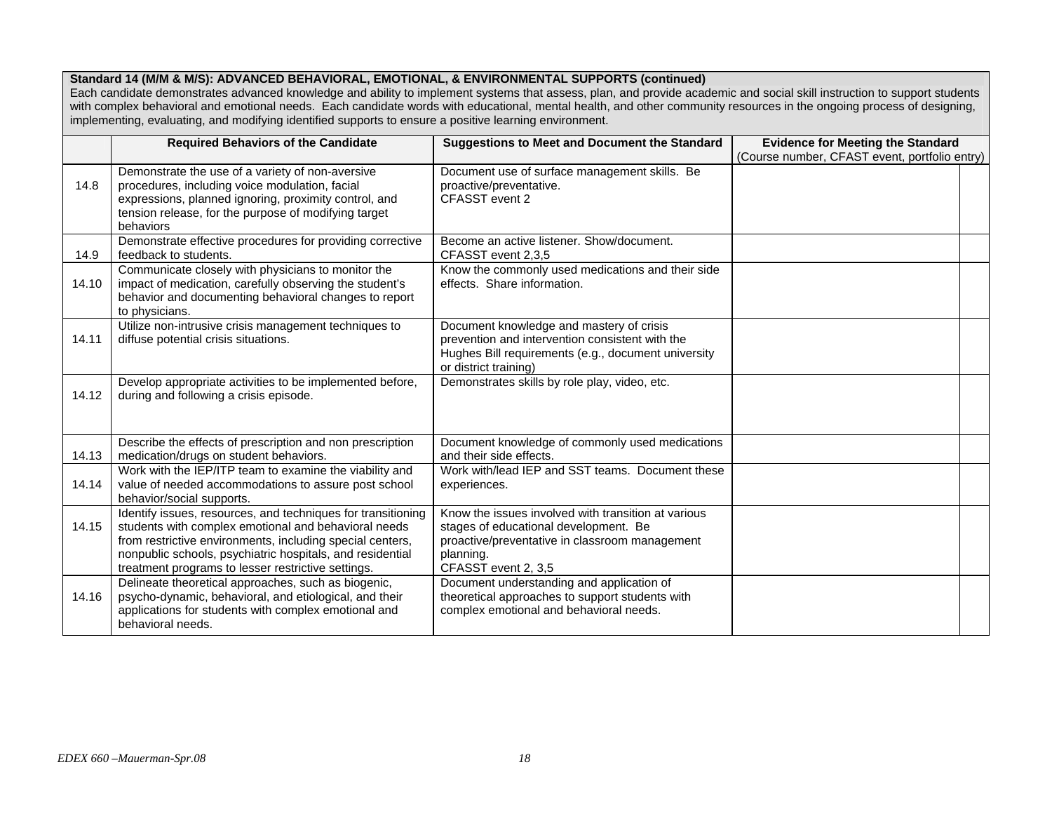**Standard 14 (M/M & M/S): ADVANCED BEHAVIORAL, EMOTIONAL, & ENVIRONMENTAL SUPPORTS (continued)**

Each candidate demonstrates advanced knowledge and ability to implement systems that assess, plan, and provide academic and social skill instruction to support students with complex behavioral and emotional needs. Each candidate words with educational, mental health, and other community resources in the ongoing process of designing, implementing, evaluating, and modifying identified supports to ensure a positive learning environment.

| | **Required Behaviors of the Candidate** | **Suggestions to Meet and Document the Standard** | **Evidence for Meeting the Standard** (Course number, CFAST event, portfolio entry) | |
|---|---|---|---|---|
| 14.8 | Demonstrate the use of a variety of non-aversive procedures, including voice modulation, facial expressions, planned ignoring, proximity control, and tension release, for the purpose of modifying target behaviors | Document use of surface management skills. Be proactive/preventative. CFASST event 2 | | |
| 14.9 | Demonstrate effective procedures for providing corrective feedback to students. | Become an active listener. Show/document. CFASST event 2,3,5 | | |
| 14.10 | Communicate closely with physicians to monitor the impact of medication, carefully observing the student's behavior and documenting behavioral changes to report to physicians. | Know the commonly used medications and their side effects. Share information. | | |
| 14.11 | Utilize non-intrusive crisis management techniques to diffuse potential crisis situations. | Document knowledge and mastery of crisis prevention and intervention consistent with the Hughes Bill requirements (e.g., document university or district training) | | |
| 14.12 | Develop appropriate activities to be implemented before, during and following a crisis episode. | Demonstrates skills by role play, video, etc. | | |
| 14.13 | Describe the effects of prescription and non prescription medication/drugs on student behaviors. | Document knowledge of commonly used medications and their side effects. | | |
| 14.14 | Work with the IEP/ITP team to examine the viability and value of needed accommodations to assure post school behavior/social supports. | Work with/lead IEP and SST teams. Document these experiences. | | |
| 14.15 | Identify issues, resources, and techniques for transitioning students with complex emotional and behavioral needs from restrictive environments, including special centers, nonpublic schools, psychiatric hospitals, and residential treatment programs to lesser restrictive settings. | Know the issues involved with transition at various stages of educational development. Be proactive/preventative in classroom management planning. CFASST event 2, 3,5 | | |
| 14.16 | Delineate theoretical approaches, such as biogenic, psycho-dynamic, behavioral, and etiological, and their applications for students with complex emotional and behavioral needs. | Document understanding and application of theoretical approaches to support students with complex emotional and behavioral needs. | | |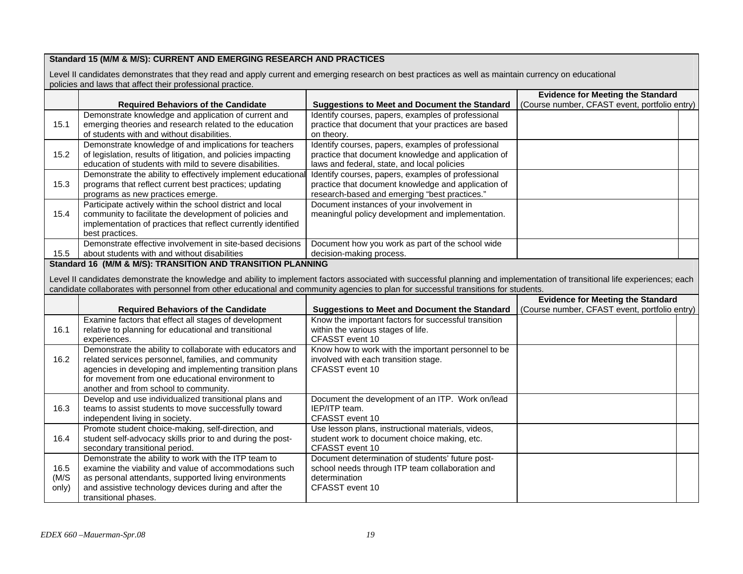**Standard 15 (M/M & M/S): CURRENT AND EMERGING RESEARCH AND PRACTICES**

Level II candidates demonstrates that they read and apply current and emerging research on best practices as well as maintain currency on educational policies and laws that affect their professional practice.

| | Required Behaviors of the Candidate | Suggestions to Meet and Document the Standard | Evidence for Meeting the Standard (Course number, CFAST event, portfolio entry) | |
|---|---|---|---|---|
| 15.1 | Demonstrate knowledge and application of current and emerging theories and research related to the education of students with and without disabilities. | Identify courses, papers, examples of professional practice that document that your practices are based on theory. | | |
| 15.2 | Demonstrate knowledge of and implications for teachers of legislation, results of litigation, and policies impacting education of students with mild to severe disabilities. | Identify courses, papers, examples of professional practice that document knowledge and application of laws and federal, state, and local policies | | |
| 15.3 | Demonstrate the ability to effectively implement educational programs that reflect current best practices; updating programs as new practices emerge. | Identify courses, papers, examples of professional practice that document knowledge and application of research-based and emerging "best practices." | | |
| 15.4 | Participate actively within the school district and local community to facilitate the development of policies and implementation of practices that reflect currently identified best practices. | Document instances of your involvement in meaningful policy development and implementation. | | |
| 15.5 | Demonstrate effective involvement in site-based decisions about students with and without disabilities | Document how you work as part of the school wide decision-making process. | | |

**Standard 16 (M/M & M/S): TRANSITION AND TRANSITION PLANNING**

Level II candidates demonstrate the knowledge and ability to implement factors associated with successful planning and implementation of transitional life experiences; each candidate collaborates with personnel from other educational and community agencies to plan for successful transitions for students.

| | Required Behaviors of the Candidate | Suggestions to Meet and Document the Standard | Evidence for Meeting the Standard (Course number, CFAST event, portfolio entry) | |
|---|---|---|---|---|
| 16.1 | Examine factors that effect all stages of development relative to planning for educational and transitional experiences. | Know the important factors for successful transition within the various stages of life.<br>CFASST event 10 | | |
| 16.2 | Demonstrate the ability to collaborate with educators and related services personnel, families, and community agencies in developing and implementing transition plans for movement from one educational environment to another and from school to community. | Know how to work with the important personnel to be involved with each transition stage.<br>CFASST event 10 | | |
| 16.3 | Develop and use individualized transitional plans and teams to assist students to move successfully toward independent living in society. | Document the development of an ITP. Work on/lead IEP/ITP team.<br>CFASST event 10 | | |
| 16.4 | Promote student choice-making, self-direction, and student self-advocacy skills prior to and during the post-secondary transitional period. | Use lesson plans, instructional materials, videos, student work to document choice making, etc.<br>CFASST event 10 | | |
| 16.5 (M/S only) | Demonstrate the ability to work with the ITP team to examine the viability and value of accommodations such as personal attendants, supported living environments and assistive technology devices during and after the transitional phases. | Document determination of students' future post-school needs through ITP team collaboration and determination<br>CFASST event 10 | | |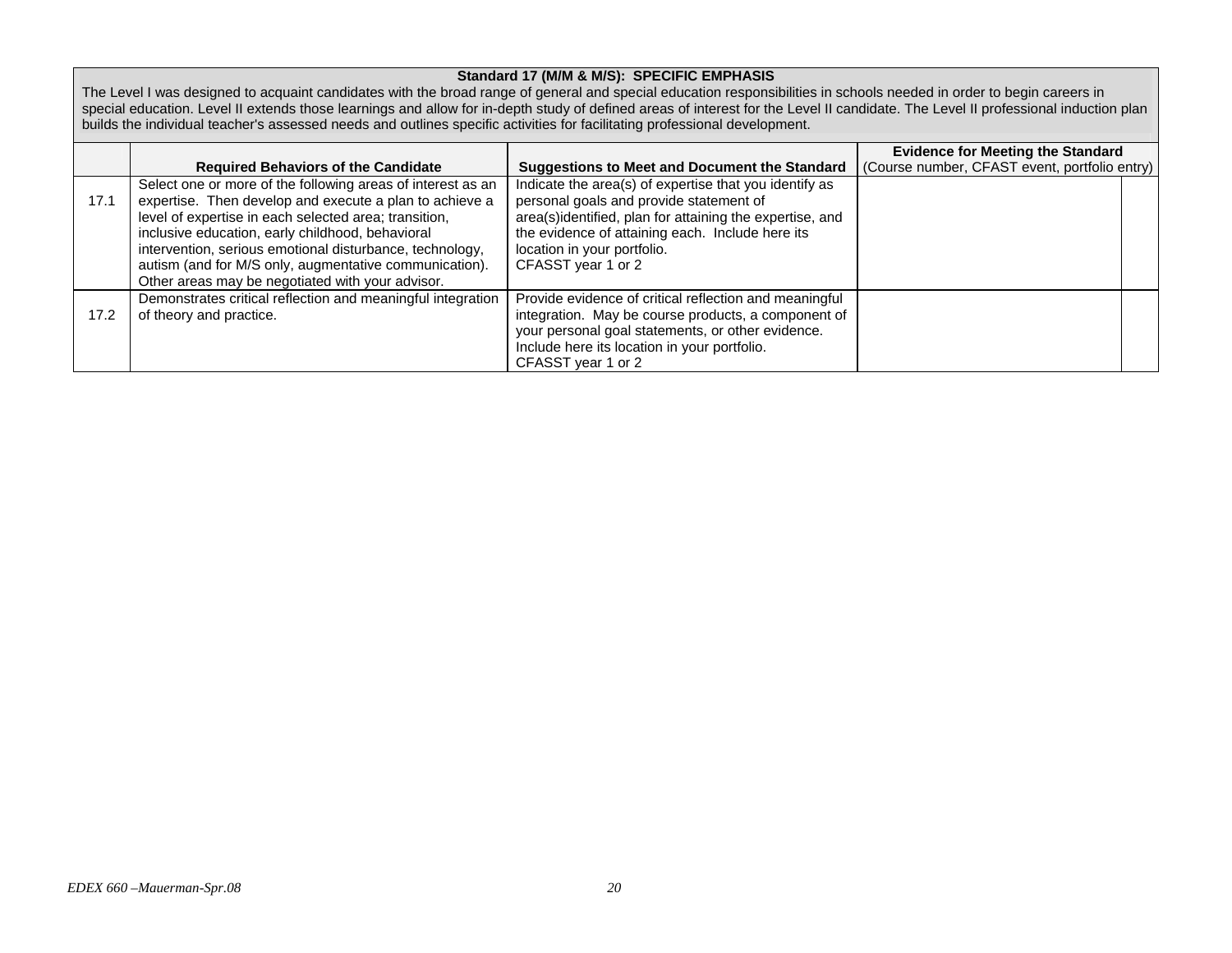**Standard 17 (M/M & M/S): SPECIFIC EMPHASIS**

The Level I was designed to acquaint candidates with the broad range of general and special education responsibilities in schools needed in order to begin careers in special education. Level II extends those learnings and allow for in-depth study of defined areas of interest for the Level II candidate. The Level II professional induction plan builds the individual teacher's assessed needs and outlines specific activities for facilitating professional development.

| | Required Behaviors of the Candidate | Suggestions to Meet and Document the Standard | Evidence for Meeting the Standard (Course number, CFAST event, portfolio entry) | |
|---|---|---|---|---|
| 17.1 | Select one or more of the following areas of interest as an expertise. Then develop and execute a plan to achieve a level of expertise in each selected area; transition, inclusive education, early childhood, behavioral intervention, serious emotional disturbance, technology, autism (and for M/S only, augmentative communication). Other areas may be negotiated with your advisor. | Indicate the area(s) of expertise that you identify as personal goals and provide statement of area(s)identified, plan for attaining the expertise, and the evidence of attaining each. Include here its location in your portfolio. CFASST year 1 or 2 | | |
| 17.2 | Demonstrates critical reflection and meaningful integration of theory and practice. | Provide evidence of critical reflection and meaningful integration. May be course products, a component of your personal goal statements, or other evidence. Include here its location in your portfolio. CFASST year 1 or 2 | | |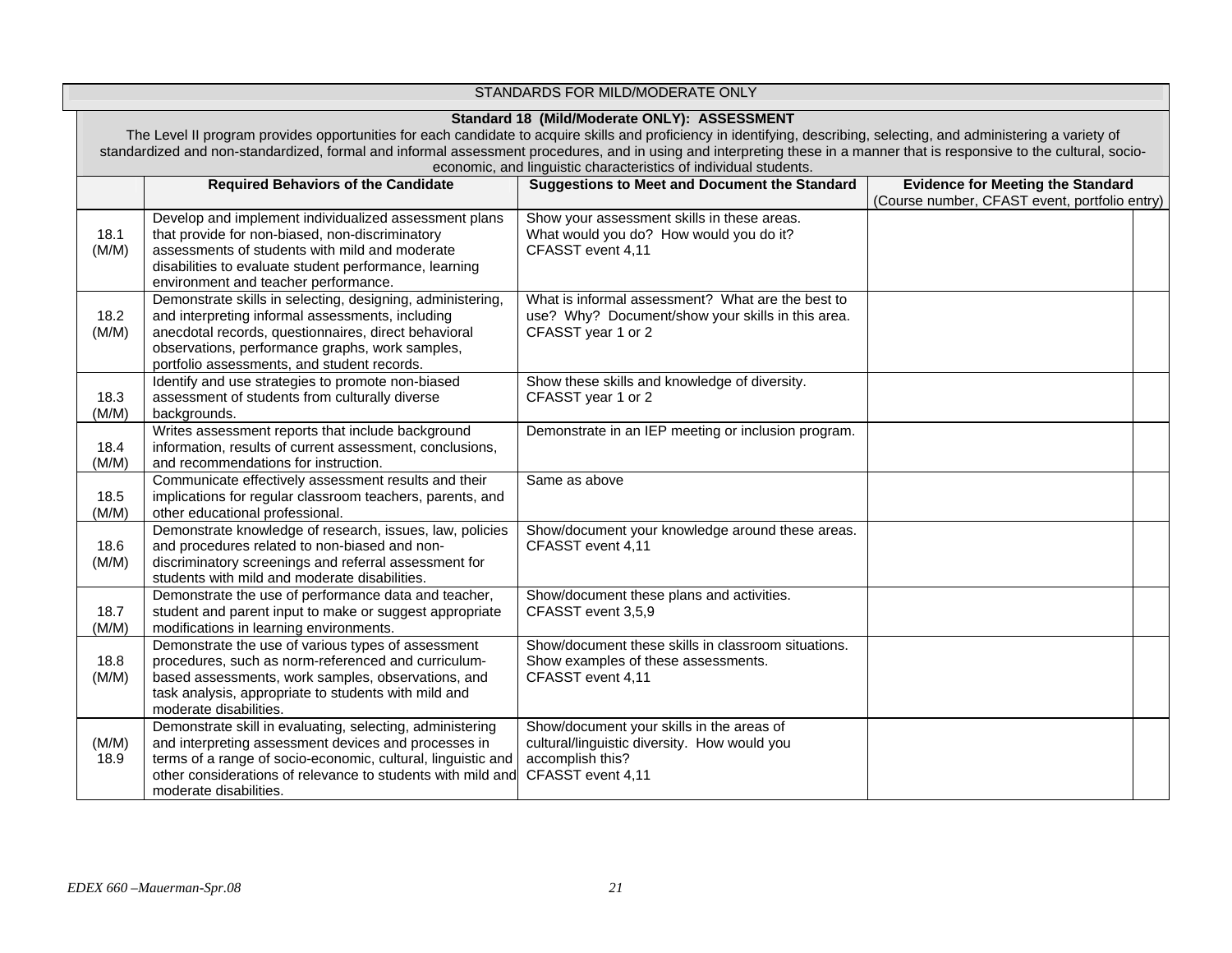STANDARDS FOR MILD/MODERATE ONLY

**Standard 18 (Mild/Moderate ONLY): ASSESSMENT**

The Level II program provides opportunities for each candidate to acquire skills and proficiency in identifying, describing, selecting, and administering a variety of standardized and non-standardized, formal and informal assessment procedures, and in using and interpreting these in a manner that is responsive to the cultural, socio-economic, and linguistic characteristics of individual students.

| | Required Behaviors of the Candidate | Suggestions to Meet and Document the Standard | Evidence for Meeting the Standard (Course number, CFAST event, portfolio entry) | |
|---|---|---|---|---|
| 18.1 (M/M) | Develop and implement individualized assessment plans that provide for non-biased, non-discriminatory assessments of students with mild and moderate disabilities to evaluate student performance, learning environment and teacher performance. | Show your assessment skills in these areas. What would you do? How would you do it? CFASST event 4,11 | | |
| 18.2 (M/M) | Demonstrate skills in selecting, designing, administering, and interpreting informal assessments, including anecdotal records, questionnaires, direct behavioral observations, performance graphs, work samples, portfolio assessments, and student records. | What is informal assessment? What are the best to use? Why? Document/show your skills in this area. CFASST year 1 or 2 | | |
| 18.3 (M/M) | Identify and use strategies to promote non-biased assessment of students from culturally diverse backgrounds. | Show these skills and knowledge of diversity. CFASST year 1 or 2 | | |
| 18.4 (M/M) | Writes assessment reports that include background information, results of current assessment, conclusions, and recommendations for instruction. | Demonstrate in an IEP meeting or inclusion program. | | |
| 18.5 (M/M) | Communicate effectively assessment results and their implications for regular classroom teachers, parents, and other educational professional. | Same as above | | |
| 18.6 (M/M) | Demonstrate knowledge of research, issues, law, policies and procedures related to non-biased and non-discriminatory screenings and referral assessment for students with mild and moderate disabilities. | Show/document your knowledge around these areas. CFASST event 4,11 | | |
| 18.7 (M/M) | Demonstrate the use of performance data and teacher, student and parent input to make or suggest appropriate modifications in learning environments. | Show/document these plans and activities. CFASST event 3,5,9 | | |
| 18.8 (M/M) | Demonstrate the use of various types of assessment procedures, such as norm-referenced and curriculum-based assessments, work samples, observations, and task analysis, appropriate to students with mild and moderate disabilities. | Show/document these skills in classroom situations. Show examples of these assessments. CFASST event 4,11 | | |
| (M/M) 18.9 | Demonstrate skill in evaluating, selecting, administering and interpreting assessment devices and processes in terms of a range of socio-economic, cultural, linguistic and other considerations of relevance to students with mild and moderate disabilities. | Show/document your skills in the areas of cultural/linguistic diversity. How would you accomplish this? CFASST event 4,11 | | |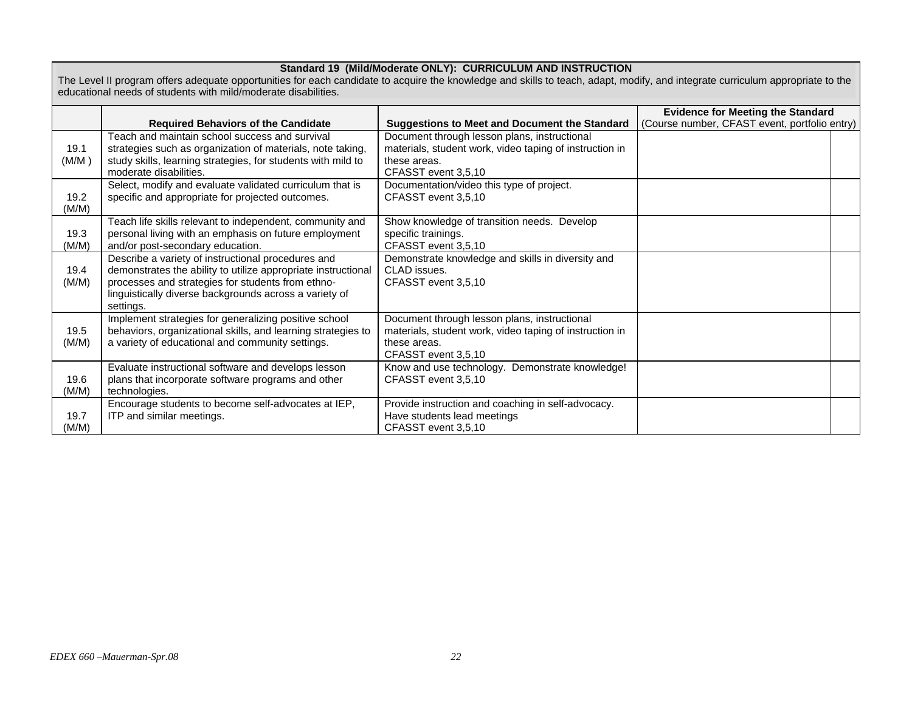**Standard 19 (Mild/Moderate ONLY): CURRICULUM AND INSTRUCTION**

The Level II program offers adequate opportunities for each candidate to acquire the knowledge and skills to teach, adapt, modify, and integrate curriculum appropriate to the educational needs of students with mild/moderate disabilities.

| | Required Behaviors of the Candidate | Suggestions to Meet and Document the Standard | Evidence for Meeting the Standard (Course number, CFAST event, portfolio entry) | |
|---|---|---|---|---|
| 19.1 (M/M ) | Teach and maintain school success and survival strategies such as organization of materials, note taking, study skills, learning strategies, for students with mild to moderate disabilities. | Document through lesson plans, instructional materials, student work, video taping of instruction in these areas. CFASST event 3,5,10 | | |
| 19.2 (M/M) | Select, modify and evaluate validated curriculum that is specific and appropriate for projected outcomes. | Documentation/video this type of project. CFASST event 3,5,10 | | |
| 19.3 (M/M) | Teach life skills relevant to independent, community and personal living with an emphasis on future employment and/or post-secondary education. | Show knowledge of transition needs. Develop specific trainings. CFASST event 3,5,10 | | |
| 19.4 (M/M) | Describe a variety of instructional procedures and demonstrates the ability to utilize appropriate instructional processes and strategies for students from ethno-linguistically diverse backgrounds across a variety of settings. | Demonstrate knowledge and skills in diversity and CLAD issues. CFASST event 3,5,10 | | |
| 19.5 (M/M) | Implement strategies for generalizing positive school behaviors, organizational skills, and learning strategies to a variety of educational and community settings. | Document through lesson plans, instructional materials, student work, video taping of instruction in these areas. CFASST event 3,5,10 | | |
| 19.6 (M/M) | Evaluate instructional software and develops lesson plans that incorporate software programs and other technologies. | Know and use technology. Demonstrate knowledge! CFASST event 3,5,10 | | |
| 19.7 (M/M) | Encourage students to become self-advocates at IEP, ITP and similar meetings. | Provide instruction and coaching in self-advocacy. Have students lead meetings CFASST event 3,5,10 | | |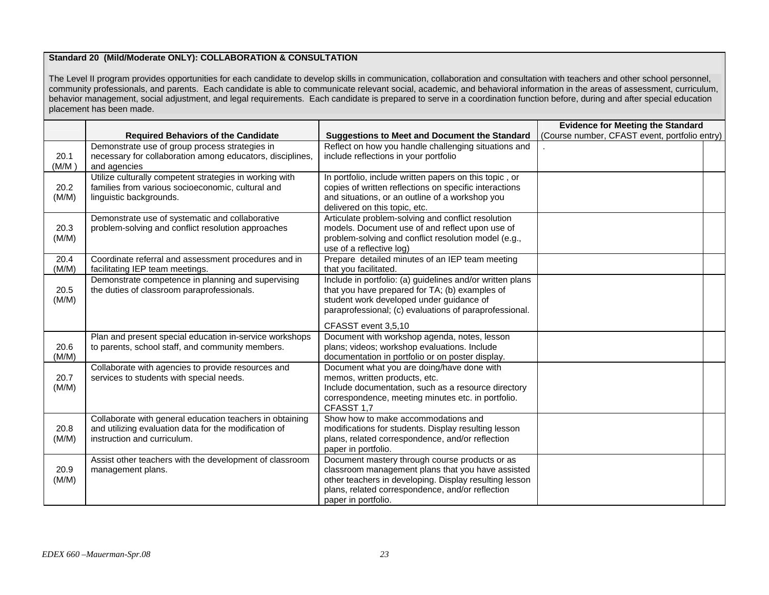**Standard 20 (Mild/Moderate ONLY): COLLABORATION & CONSULTATION**

The Level II program provides opportunities for each candidate to develop skills in communication, collaboration and consultation with teachers and other school personnel, community professionals, and parents. Each candidate is able to communicate relevant social, academic, and behavioral information in the areas of assessment, curriculum, behavior management, social adjustment, and legal requirements. Each candidate is prepared to serve in a coordination function before, during and after special education placement has been made.

| | Required Behaviors of the Candidate | Suggestions to Meet and Document the Standard | Evidence for Meeting the Standard (Course number, CFAST event, portfolio entry) | |
|---|---|---|---|---|
| 20.1 (M/M ) | Demonstrate use of group process strategies in necessary for collaboration among educators, disciplines, and agencies | Reflect on how you handle challenging situations and include reflections in your portfolio | . | |
| 20.2 (M/M) | Utilize culturally competent strategies in working with families from various socioeconomic, cultural and linguistic backgrounds. | In portfolio, include written papers on this topic , or copies of written reflections on specific interactions and situations, or an outline of a workshop you delivered on this topic, etc. | | |
| 20.3 (M/M) | Demonstrate use of systematic and collaborative problem-solving and conflict resolution approaches | Articulate problem-solving and conflict resolution models. Document use of and reflect upon use of problem-solving and conflict resolution model (e.g., use of a reflective log) | | |
| 20.4 (M/M) | Coordinate referral and assessment procedures and in facilitating IEP team meetings. | Prepare detailed minutes of an IEP team meeting that you facilitated. | | |
| 20.5 (M/M) | Demonstrate competence in planning and supervising the duties of classroom paraprofessionals. | Include in portfolio: (a) guidelines and/or written plans that you have prepared for TA; (b) examples of student work developed under guidance of paraprofessional; (c) evaluations of paraprofessional. CFASST event 3,5,10 | | |
| 20.6 (M/M) | Plan and present special education in-service workshops to parents, school staff, and community members. | Document with workshop agenda, notes, lesson plans; videos; workshop evaluations. Include documentation in portfolio or on poster display. | | |
| 20.7 (M/M) | Collaborate with agencies to provide resources and services to students with special needs. | Document what you are doing/have done with memos, written products, etc. Include documentation, such as a resource directory correspondence, meeting minutes etc. in portfolio. CFASST 1,7 | | |
| 20.8 (M/M) | Collaborate with general education teachers in obtaining and utilizing evaluation data for the modification of instruction and curriculum. | Show how to make accommodations and modifications for students. Display resulting lesson plans, related correspondence, and/or reflection paper in portfolio. | | |
| 20.9 (M/M) | Assist other teachers with the development of classroom management plans. | Document mastery through course products or as classroom management plans that you have assisted other teachers in developing. Display resulting lesson plans, related correspondence, and/or reflection paper in portfolio. | | |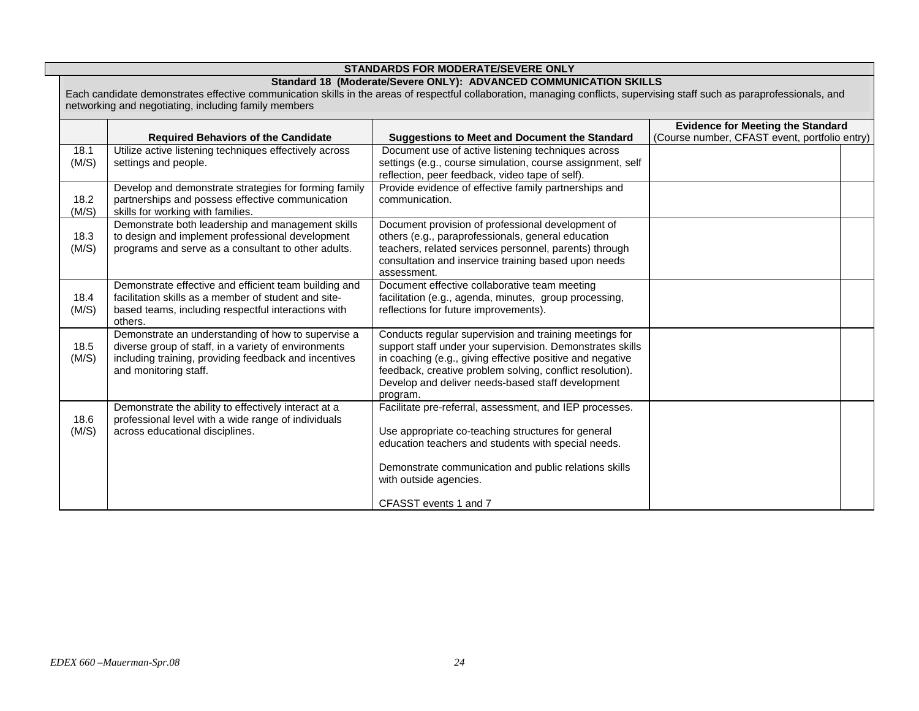## STANDARDS FOR MODERATE/SEVERE ONLY

### Standard 18 (Moderate/Severe ONLY): ADVANCED COMMUNICATION SKILLS

Each candidate demonstrates effective communication skills in the areas of respectful collaboration, managing conflicts, supervising staff such as paraprofessionals, and networking and negotiating, including family members

| | Required Behaviors of the Candidate | Suggestions to Meet and Document the Standard | Evidence for Meeting the Standard (Course number, CFAST event, portfolio entry) | |
|---|---|---|---|---|
| 18.1 (M/S) | Utilize active listening techniques effectively across settings and people. | Document use of active listening techniques across settings (e.g., course simulation, course assignment, self reflection, peer feedback, video tape of self). | | |
| 18.2 (M/S) | Develop and demonstrate strategies for forming family partnerships and possess effective communication skills for working with families. | Provide evidence of effective family partnerships and communication. | | |
| 18.3 (M/S) | Demonstrate both leadership and management skills to design and implement professional development programs and serve as a consultant to other adults. | Document provision of professional development of others (e.g., paraprofessionals, general education teachers, related services personnel, parents) through consultation and inservice training based upon needs assessment. | | |
| 18.4 (M/S) | Demonstrate effective and efficient team building and facilitation skills as a member of student and site-based teams, including respectful interactions with others. | Document effective collaborative team meeting facilitation (e.g., agenda, minutes, group processing, reflections for future improvements). | | |
| 18.5 (M/S) | Demonstrate an understanding of how to supervise a diverse group of staff, in a variety of environments including training, providing feedback and incentives and monitoring staff. | Conducts regular supervision and training meetings for support staff under your supervision. Demonstrates skills in coaching (e.g., giving effective positive and negative feedback, creative problem solving, conflict resolution). Develop and deliver needs-based staff development program. | | |
| 18.6 (M/S) | Demonstrate the ability to effectively interact at a professional level with a wide range of individuals across educational disciplines. | Facilitate pre-referral, assessment, and IEP processes.<br><br>Use appropriate co-teaching structures for general education teachers and students with special needs.<br><br>Demonstrate communication and public relations skills with outside agencies.<br><br>CFASST events 1 and 7 | | |

*EDEX 660 –Mauerman-Spr.08*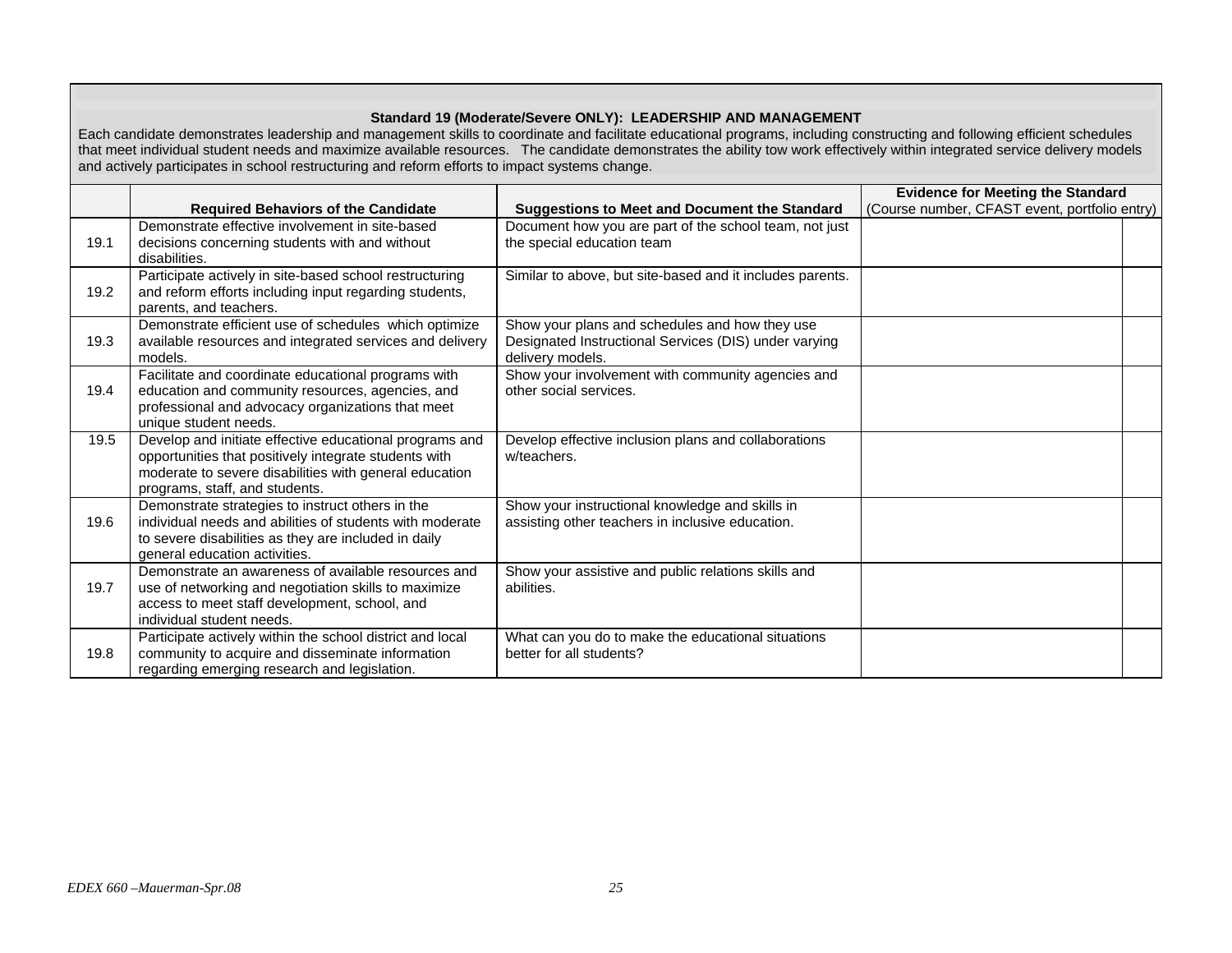**Standard 19 (Moderate/Severe ONLY): LEADERSHIP AND MANAGEMENT**

Each candidate demonstrates leadership and management skills to coordinate and facilitate educational programs, including constructing and following efficient schedules that meet individual student needs and maximize available resources. The candidate demonstrates the ability tow work effectively within integrated service delivery models and actively participates in school restructuring and reform efforts to impact systems change.

| | Required Behaviors of the Candidate | Suggestions to Meet and Document the Standard | Evidence for Meeting the Standard (Course number, CFAST event, portfolio entry) | |
|---|---|---|---|---|
| 19.1 | Demonstrate effective involvement in site-based decisions concerning students with and without disabilities. | Document how you are part of the school team, not just the special education team | | |
| 19.2 | Participate actively in site-based school restructuring and reform efforts including input regarding students, parents, and teachers. | Similar to above, but site-based and it includes parents. | | |
| 19.3 | Demonstrate efficient use of schedules which optimize available resources and integrated services and delivery models. | Show your plans and schedules and how they use Designated Instructional Services (DIS) under varying delivery models. | | |
| 19.4 | Facilitate and coordinate educational programs with education and community resources, agencies, and professional and advocacy organizations that meet unique student needs. | Show your involvement with community agencies and other social services. | | |
| 19.5 | Develop and initiate effective educational programs and opportunities that positively integrate students with moderate to severe disabilities with general education programs, staff, and students. | Develop effective inclusion plans and collaborations w/teachers. | | |
| 19.6 | Demonstrate strategies to instruct others in the individual needs and abilities of students with moderate to severe disabilities as they are included in daily general education activities. | Show your instructional knowledge and skills in assisting other teachers in inclusive education. | | |
| 19.7 | Demonstrate an awareness of available resources and use of networking and negotiation skills to maximize access to meet staff development, school, and individual student needs. | Show your assistive and public relations skills and abilities. | | |
| 19.8 | Participate actively within the school district and local community to acquire and disseminate information regarding emerging research and legislation. | What can you do to make the educational situations better for all students? | | |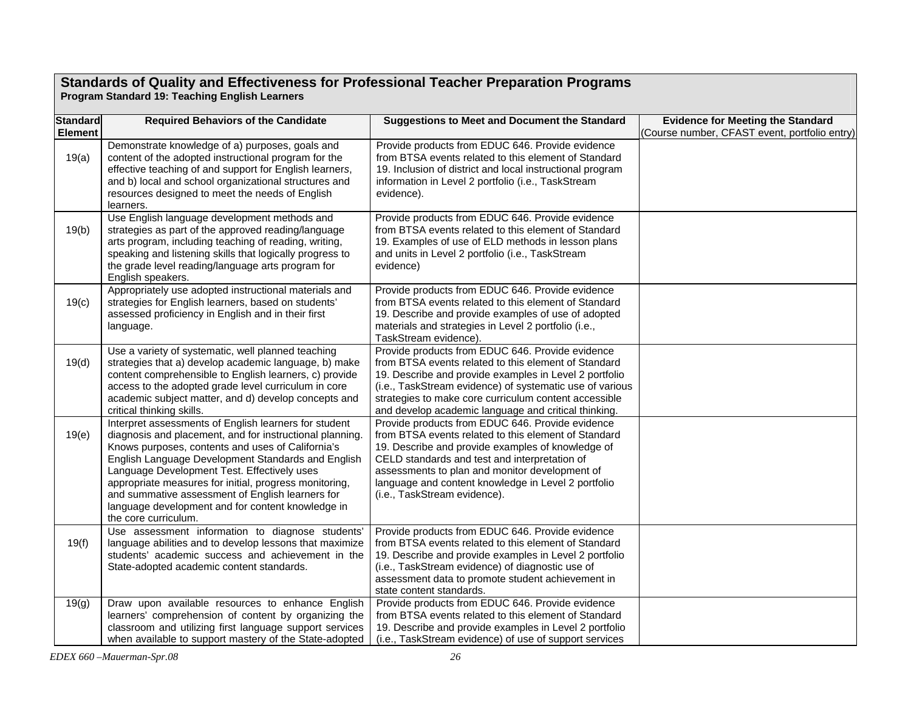## Standards of Quality and Effectiveness for Professional Teacher Preparation Programs

**Program Standard 19: Teaching English Learners**

| Standard Element | Required Behaviors of the Candidate | Suggestions to Meet and Document the Standard | Evidence for Meeting the Standard (Course number, CFAST event, portfolio entry) |
|---|---|---|---|
| 19(a) | Demonstrate knowledge of a) purposes, goals and content of the adopted instructional program for the effective teaching of and support for English learners, and b) local and school organizational structures and resources designed to meet the needs of English learners. | Provide products from EDUC 646. Provide evidence from BTSA events related to this element of Standard 19. Inclusion of district and local instructional program information in Level 2 portfolio (i.e., TaskStream evidence). | |
| 19(b) | Use English language development methods and strategies as part of the approved reading/language arts program, including teaching of reading, writing, speaking and listening skills that logically progress to the grade level reading/language arts program for English speakers. | Provide products from EDUC 646. Provide evidence from BTSA events related to this element of Standard 19. Examples of use of ELD methods in lesson plans and units in Level 2 portfolio (i.e., TaskStream evidence) | |
| 19(c) | Appropriately use adopted instructional materials and strategies for English learners, based on students' assessed proficiency in English and in their first language. | Provide products from EDUC 646. Provide evidence from BTSA events related to this element of Standard 19. Describe and provide examples of use of adopted materials and strategies in Level 2 portfolio (i.e., TaskStream evidence). | |
| 19(d) | Use a variety of systematic, well planned teaching strategies that a) develop academic language, b) make content comprehensible to English learners, c) provide access to the adopted grade level curriculum in core academic subject matter, and d) develop concepts and critical thinking skills. | Provide products from EDUC 646. Provide evidence from BTSA events related to this element of Standard 19. Describe and provide examples in Level 2 portfolio (i.e., TaskStream evidence) of systematic use of various strategies to make core curriculum content accessible and develop academic language and critical thinking. | |
| 19(e) | Interpret assessments of English learners for student diagnosis and placement, and for instructional planning. Knows purposes, contents and uses of California's English Language Development Standards and English Language Development Test. Effectively uses appropriate measures for initial, progress monitoring, and summative assessment of English learners for language development and for content knowledge in the core curriculum. | Provide products from EDUC 646. Provide evidence from BTSA events related to this element of Standard 19. Describe and provide examples of knowledge of CELD standards and test and interpretation of assessments to plan and monitor development of language and content knowledge in Level 2 portfolio (i.e., TaskStream evidence). | |
| 19(f) | Use assessment information to diagnose students' language abilities and to develop lessons that maximize students' academic success and achievement in the State-adopted academic content standards. | Provide products from EDUC 646. Provide evidence from BTSA events related to this element of Standard 19. Describe and provide examples in Level 2 portfolio (i.e., TaskStream evidence) of diagnostic use of assessment data to promote student achievement in state content standards. | |
| 19(g) | Draw upon available resources to enhance English learners' comprehension of content by organizing the classroom and utilizing first language support services when available to support mastery of the State-adopted | Provide products from EDUC 646. Provide evidence from BTSA events related to this element of Standard 19. Describe and provide examples in Level 2 portfolio (i.e., TaskStream evidence) of use of support services | |

*EDEX 660 –Mauerman-Spr.08*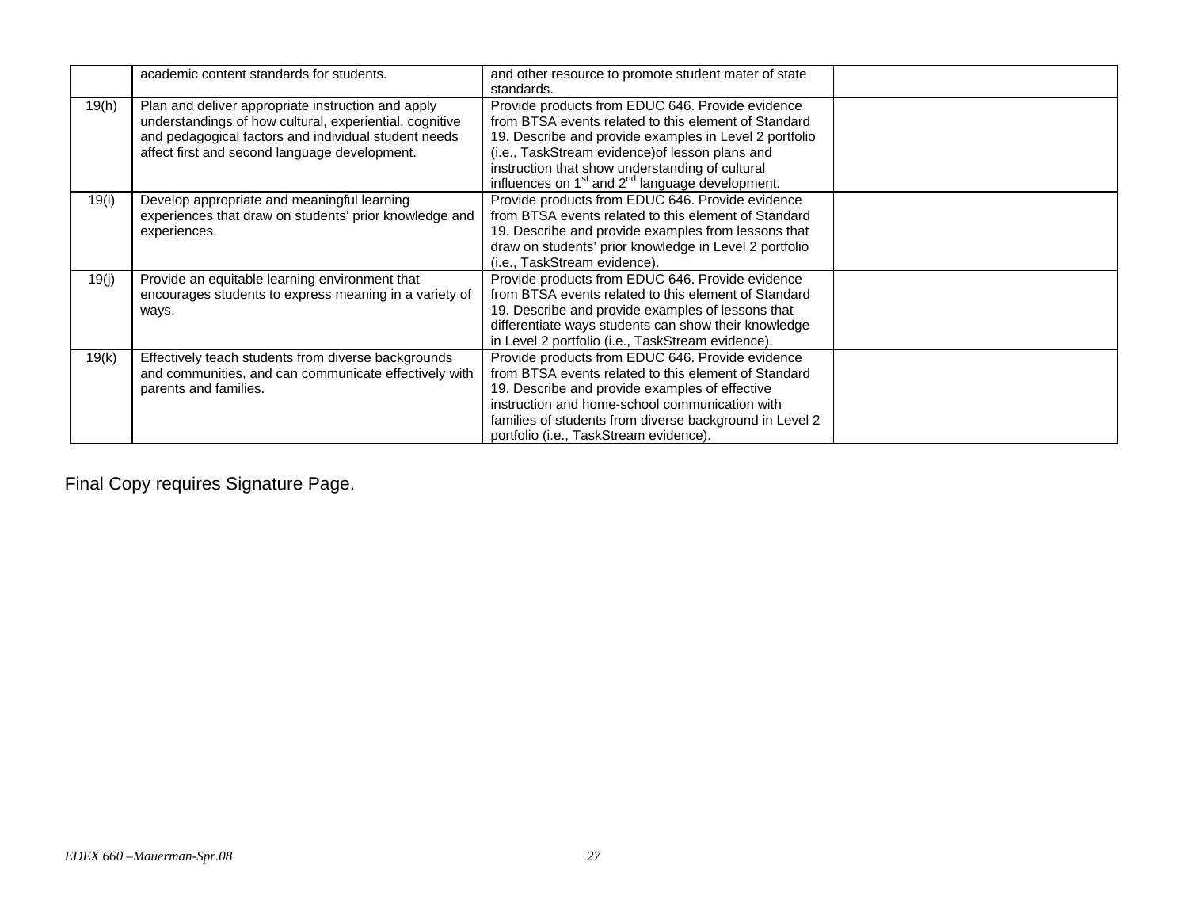| | | | |
|---|---|---|---|
| | academic content standards for students. | and other resource to promote student mater of state standards. | |
| 19(h) | Plan and deliver appropriate instruction and apply understandings of how cultural, experiential, cognitive and pedagogical factors and individual student needs affect first and second language development. | Provide products from EDUC 646. Provide evidence from BTSA events related to this element of Standard 19. Describe and provide examples in Level 2 portfolio (i.e., TaskStream evidence)of lesson plans and instruction that show understanding of cultural influences on 1st and 2nd language development. | |
| 19(i) | Develop appropriate and meaningful learning experiences that draw on students' prior knowledge and experiences. | Provide products from EDUC 646. Provide evidence from BTSA events related to this element of Standard 19. Describe and provide examples from lessons that draw on students' prior knowledge in Level 2 portfolio (i.e., TaskStream evidence). | |
| 19(j) | Provide an equitable learning environment that encourages students to express meaning in a variety of ways. | Provide products from EDUC 646. Provide evidence from BTSA events related to this element of Standard 19. Describe and provide examples of lessons that differentiate ways students can show their knowledge in Level 2 portfolio (i.e., TaskStream evidence). | |
| 19(k) | Effectively teach students from diverse backgrounds and communities, and can communicate effectively with parents and families. | Provide products from EDUC 646. Provide evidence from BTSA events related to this element of Standard 19. Describe and provide examples of effective instruction and home-school communication with families of students from diverse background in Level 2 portfolio (i.e., TaskStream evidence). | |

Final Copy requires Signature Page.